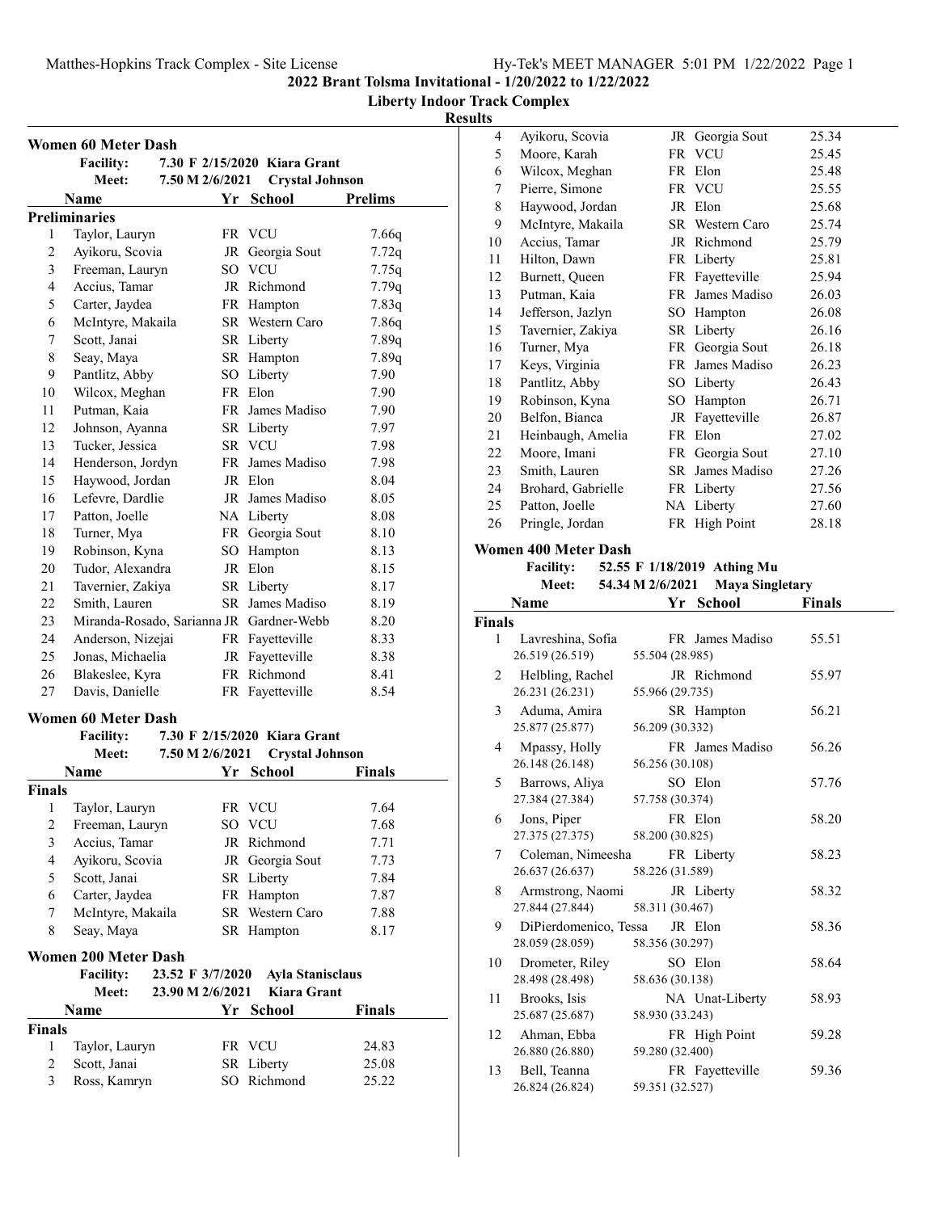## 2022 Brant Tolsma Invitational - 1/20/2022 to 1/22/2022

**Liberty Indoor Track Complex**

**Results**

### Women 60 Meter Dash

**Facility:** 7.30 F 2/15/2020 Kiara Grant
**Meet:** 7.50 M 2/6/2021 Crystal Johnson

**Preliminaries**

| | Name | Yr | School | Prelims |
|---|---|---|---|---|
| 1 | Taylor, Lauryn | FR | VCU | 7.66q |
| 2 | Ayikoru, Scovia | JR | Georgia Sout | 7.72q |
| 3 | Freeman, Lauryn | SO | VCU | 7.75q |
| 4 | Accius, Tamar | JR | Richmond | 7.79q |
| 5 | Carter, Jaydea | FR | Hampton | 7.83q |
| 6 | McIntyre, Makaila | SR | Western Caro | 7.86q |
| 7 | Scott, Janai | SR | Liberty | 7.89q |
| 8 | Seay, Maya | SR | Hampton | 7.89q |
| 9 | Pantlitz, Abby | SO | Liberty | 7.90 |
| 10 | Wilcox, Meghan | FR | Elon | 7.90 |
| 11 | Putman, Kaia | FR | James Madiso | 7.90 |
| 12 | Johnson, Ayanna | SR | Liberty | 7.97 |
| 13 | Tucker, Jessica | SR | VCU | 7.98 |
| 14 | Henderson, Jordyn | FR | James Madiso | 7.98 |
| 15 | Haywood, Jordan | JR | Elon | 8.04 |
| 16 | Lefevre, Dardlie | JR | James Madiso | 8.05 |
| 17 | Patton, Joelle | NA | Liberty | 8.08 |
| 18 | Turner, Mya | FR | Georgia Sout | 8.10 |
| 19 | Robinson, Kyna | SO | Hampton | 8.13 |
| 20 | Tudor, Alexandra | JR | Elon | 8.15 |
| 21 | Tavernier, Zakiya | SR | Liberty | 8.17 |
| 22 | Smith, Lauren | SR | James Madiso | 8.19 |
| 23 | Miranda-Rosado, Sarianna | JR | Gardner-Webb | 8.20 |
| 24 | Anderson, Nizejai | FR | Fayetteville | 8.33 |
| 25 | Jonas, Michaelia | JR | Fayetteville | 8.38 |
| 26 | Blakeslee, Kyra | FR | Richmond | 8.41 |
| 27 | Davis, Danielle | FR | Fayetteville | 8.54 |

### Women 60 Meter Dash

**Facility:** 7.30 F 2/15/2020 Kiara Grant
**Meet:** 7.50 M 2/6/2021 Crystal Johnson

**Finals**

| | Name | Yr | School | Finals |
|---|---|---|---|---|
| 1 | Taylor, Lauryn | FR | VCU | 7.64 |
| 2 | Freeman, Lauryn | SO | VCU | 7.68 |
| 3 | Accius, Tamar | JR | Richmond | 7.71 |
| 4 | Ayikoru, Scovia | JR | Georgia Sout | 7.73 |
| 5 | Scott, Janai | SR | Liberty | 7.84 |
| 6 | Carter, Jaydea | FR | Hampton | 7.87 |
| 7 | McIntyre, Makaila | SR | Western Caro | 7.88 |
| 8 | Seay, Maya | SR | Hampton | 8.17 |

### Women 200 Meter Dash

**Facility:** 23.52 F 3/7/2020 Ayla Stanisclaus
**Meet:** 23.90 M 2/6/2021 Kiara Grant

**Finals**

| | Name | Yr | School | Finals |
|---|---|---|---|---|
| 1 | Taylor, Lauryn | FR | VCU | 24.83 |
| 2 | Scott, Janai | SR | Liberty | 25.08 |
| 3 | Ross, Kamryn | SO | Richmond | 25.22 |
| 4 | Ayikoru, Scovia | JR | Georgia Sout | 25.34 |
| 5 | Moore, Karah | FR | VCU | 25.45 |
| 6 | Wilcox, Meghan | FR | Elon | 25.48 |
| 7 | Pierre, Simone | FR | VCU | 25.55 |
| 8 | Haywood, Jordan | JR | Elon | 25.68 |
| 9 | McIntyre, Makaila | SR | Western Caro | 25.74 |
| 10 | Accius, Tamar | JR | Richmond | 25.79 |
| 11 | Hilton, Dawn | FR | Liberty | 25.81 |
| 12 | Burnett, Queen | FR | Fayetteville | 25.94 |
| 13 | Putman, Kaia | FR | James Madiso | 26.03 |
| 14 | Jefferson, Jazlyn | SO | Hampton | 26.08 |
| 15 | Tavernier, Zakiya | SR | Liberty | 26.16 |
| 16 | Turner, Mya | FR | Georgia Sout | 26.18 |
| 17 | Keys, Virginia | FR | James Madiso | 26.23 |
| 18 | Pantlitz, Abby | SO | Liberty | 26.43 |
| 19 | Robinson, Kyna | SO | Hampton | 26.71 |
| 20 | Belfon, Bianca | JR | Fayetteville | 26.87 |
| 21 | Heinbaugh, Amelia | FR | Elon | 27.02 |
| 22 | Moore, Imani | FR | Georgia Sout | 27.10 |
| 23 | Smith, Lauren | SR | James Madiso | 27.26 |
| 24 | Brohard, Gabrielle | FR | Liberty | 27.56 |
| 25 | Patton, Joelle | NA | Liberty | 27.60 |
| 26 | Pringle, Jordan | FR | High Point | 28.18 |

### Women 400 Meter Dash

**Facility:** 52.55 F 1/18/2019 Athing Mu
**Meet:** 54.34 M 2/6/2021 Maya Singletary

**Finals**

| | Name | Yr | School | Finals |
|---|---|---|---|---|
| 1 | Lavreshina, Sofia | FR | James Madiso | 55.51 |
| | 26.519 (26.519) | 55.504 (28.985) | | |
| 2 | Helbling, Rachel | JR | Richmond | 55.97 |
| | 26.231 (26.231) | 55.966 (29.735) | | |
| 3 | Aduma, Amira | SR | Hampton | 56.21 |
| | 25.877 (25.877) | 56.209 (30.332) | | |
| 4 | Mpassy, Holly | FR | James Madiso | 56.26 |
| | 26.148 (26.148) | 56.256 (30.108) | | |
| 5 | Barrows, Aliya | SO | Elon | 57.76 |
| | 27.384 (27.384) | 57.758 (30.374) | | |
| 6 | Jons, Piper | FR | Elon | 58.20 |
| | 27.375 (27.375) | 58.200 (30.825) | | |
| 7 | Coleman, Nimeesha | FR | Liberty | 58.23 |
| | 26.637 (26.637) | 58.226 (31.589) | | |
| 8 | Armstrong, Naomi | JR | Liberty | 58.32 |
| | 27.844 (27.844) | 58.311 (30.467) | | |
| 9 | DiPierdomenico, Tessa | JR | Elon | 58.36 |
| | 28.059 (28.059) | 58.356 (30.297) | | |
| 10 | Drometer, Riley | SO | Elon | 58.64 |
| | 28.498 (28.498) | 58.636 (30.138) | | |
| 11 | Brooks, Isis | NA | Unat-Liberty | 58.93 |
| | 25.687 (25.687) | 58.930 (33.243) | | |
| 12 | Ahman, Ebba | FR | High Point | 59.28 |
| | 26.880 (26.880) | 59.280 (32.400) | | |
| 13 | Bell, Teanna | FR | Fayetteville | 59.36 |
| | 26.824 (26.824) | 59.351 (32.527) | | |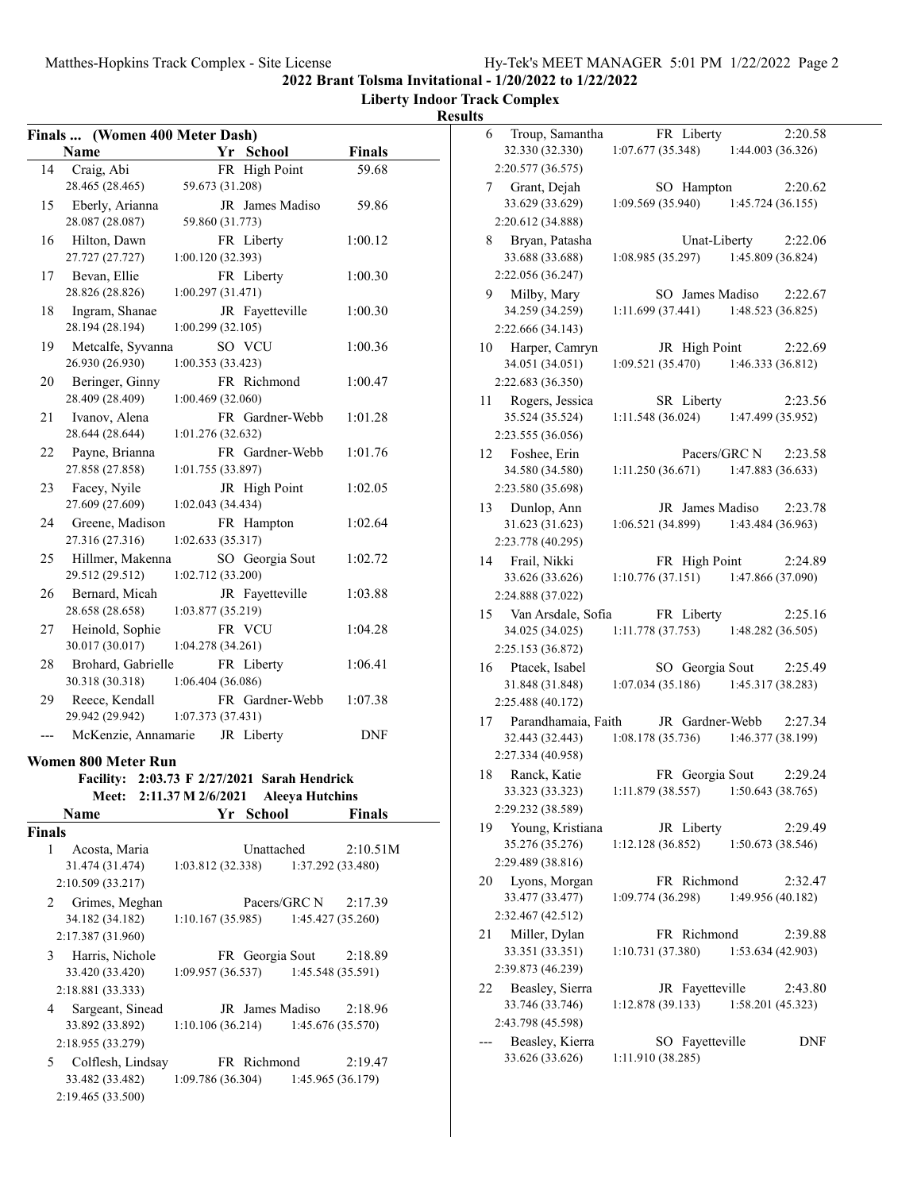**2022 Brant Tolsma Invitational - 1/20/2022 to 1/22/2022**

**Liberty Indoor Track Complex**

**Results**

### Finals ... (Women 400 Meter Dash)

| | Name | Yr | School | Finals |
|---|---|---|---|---|
| 14 | Craig, Abi | FR | High Point | 59.68 |
| | 28.465 (28.465) | 59.673 (31.208) | | |
| 15 | Eberly, Arianna | JR | James Madiso | 59.86 |
| | 28.087 (28.087) | 59.860 (31.773) | | |
| 16 | Hilton, Dawn | FR | Liberty | 1:00.12 |
| | 27.727 (27.727) | 1:00.120 (32.393) | | |
| 17 | Bevan, Ellie | FR | Liberty | 1:00.30 |
| | 28.826 (28.826) | 1:00.297 (31.471) | | |
| 18 | Ingram, Shanae | JR | Fayetteville | 1:00.30 |
| | 28.194 (28.194) | 1:00.299 (32.105) | | |
| 19 | Metcalfe, Syvanna | SO | VCU | 1:00.36 |
| | 26.930 (26.930) | 1:00.353 (33.423) | | |
| 20 | Beringer, Ginny | FR | Richmond | 1:00.47 |
| | 28.409 (28.409) | 1:00.469 (32.060) | | |
| 21 | Ivanov, Alena | FR | Gardner-Webb | 1:01.28 |
| | 28.644 (28.644) | 1:01.276 (32.632) | | |
| 22 | Payne, Brianna | FR | Gardner-Webb | 1:01.76 |
| | 27.858 (27.858) | 1:01.755 (33.897) | | |
| 23 | Facey, Nyile | JR | High Point | 1:02.05 |
| | 27.609 (27.609) | 1:02.043 (34.434) | | |
| 24 | Greene, Madison | FR | Hampton | 1:02.64 |
| | 27.316 (27.316) | 1:02.633 (35.317) | | |
| 25 | Hillmer, Makenna | SO | Georgia Sout | 1:02.72 |
| | 29.512 (29.512) | 1:02.712 (33.200) | | |
| 26 | Bernard, Micah | JR | Fayetteville | 1:03.88 |
| | 28.658 (28.658) | 1:03.877 (35.219) | | |
| 27 | Heinold, Sophie | FR | VCU | 1:04.28 |
| | 30.017 (30.017) | 1:04.278 (34.261) | | |
| 28 | Brohard, Gabrielle | FR | Liberty | 1:06.41 |
| | 30.318 (30.318) | 1:06.404 (36.086) | | |
| 29 | Reece, Kendall | FR | Gardner-Webb | 1:07.38 |
| | 29.942 (29.942) | 1:07.373 (37.431) | | |
| --- | McKenzie, Annamarie | JR | Liberty | DNF |

### Women 800 Meter Run

**Facility: 2:03.73 F 2/27/2021 Sarah Hendrick**

**Meet: 2:11.37 M 2/6/2021 Aleeya Hutchins**

**Finals**

| | Name | Yr | School | Finals |
|---|---|---|---|---|
| 1 | Acosta, Maria | | Unattached | 2:10.51M |
| | 31.474 (31.474) | 1:03.812 (32.338) | 1:37.292 (33.480) | 2:10.509 (33.217) |
| 2 | Grimes, Meghan | | Pacers/GRC N | 2:17.39 |
| | 34.182 (34.182) | 1:10.167 (35.985) | 1:45.427 (35.260) | 2:17.387 (31.960) |
| 3 | Harris, Nichole | FR | Georgia Sout | 2:18.89 |
| | 33.420 (33.420) | 1:09.957 (36.537) | 1:45.548 (35.591) | 2:18.881 (33.333) |
| 4 | Sargeant, Sinead | JR | James Madiso | 2:18.96 |
| | 33.892 (33.892) | 1:10.106 (36.214) | 1:45.676 (35.570) | 2:18.955 (33.279) |
| 5 | Colflesh, Lindsay | FR | Richmond | 2:19.47 |
| | 33.482 (33.482) | 1:09.786 (36.304) | 1:45.965 (36.179) | 2:19.465 (33.500) |
| 6 | Troup, Samantha | FR | Liberty | 2:20.58 |
| | 32.330 (32.330) | 1:07.677 (35.348) | 1:44.003 (36.326) | 2:20.577 (36.575) |
| 7 | Grant, Dejah | SO | Hampton | 2:20.62 |
| | 33.629 (33.629) | 1:09.569 (35.940) | 1:45.724 (36.155) | 2:20.612 (34.888) |
| 8 | Bryan, Patasha | | Unat-Liberty | 2:22.06 |
| | 33.688 (33.688) | 1:08.985 (35.297) | 1:45.809 (36.824) | 2:22.056 (36.247) |
| 9 | Milby, Mary | SO | James Madiso | 2:22.67 |
| | 34.259 (34.259) | 1:11.699 (37.441) | 1:48.523 (36.825) | 2:22.666 (34.143) |
| 10 | Harper, Camryn | JR | High Point | 2:22.69 |
| | 34.051 (34.051) | 1:09.521 (35.470) | 1:46.333 (36.812) | 2:22.683 (36.350) |
| 11 | Rogers, Jessica | SR | Liberty | 2:23.56 |
| | 35.524 (35.524) | 1:11.548 (36.024) | 1:47.499 (35.952) | 2:23.555 (36.056) |
| 12 | Foshee, Erin | | Pacers/GRC N | 2:23.58 |
| | 34.580 (34.580) | 1:11.250 (36.671) | 1:47.883 (36.633) | 2:23.580 (35.698) |
| 13 | Dunlop, Ann | JR | James Madiso | 2:23.78 |
| | 31.623 (31.623) | 1:06.521 (34.899) | 1:43.484 (36.963) | 2:23.778 (40.295) |
| 14 | Frail, Nikki | FR | High Point | 2:24.89 |
| | 33.626 (33.626) | 1:10.776 (37.151) | 1:47.866 (37.090) | 2:24.888 (37.022) |
| 15 | Van Arsdale, Sofia | FR | Liberty | 2:25.16 |
| | 34.025 (34.025) | 1:11.778 (37.753) | 1:48.282 (36.505) | 2:25.153 (36.872) |
| 16 | Ptacek, Isabel | SO | Georgia Sout | 2:25.49 |
| | 31.848 (31.848) | 1:07.034 (35.186) | 1:45.317 (38.283) | 2:25.488 (40.172) |
| 17 | Parandhamaia, Faith | JR | Gardner-Webb | 2:27.34 |
| | 32.443 (32.443) | 1:08.178 (35.736) | 1:46.377 (38.199) | 2:27.334 (40.958) |
| 18 | Ranck, Katie | FR | Georgia Sout | 2:29.24 |
| | 33.323 (33.323) | 1:11.879 (38.557) | 1:50.643 (38.765) | 2:29.232 (38.589) |
| 19 | Young, Kristiana | JR | Liberty | 2:29.49 |
| | 35.276 (35.276) | 1:12.128 (36.852) | 1:50.673 (38.546) | 2:29.489 (38.816) |
| 20 | Lyons, Morgan | FR | Richmond | 2:32.47 |
| | 33.477 (33.477) | 1:09.774 (36.298) | 1:49.956 (40.182) | 2:32.467 (42.512) |
| 21 | Miller, Dylan | FR | Richmond | 2:39.88 |
| | 33.351 (33.351) | 1:10.731 (37.380) | 1:53.634 (42.903) | 2:39.873 (46.239) |
| 22 | Beasley, Sierra | JR | Fayetteville | 2:43.80 |
| | 33.746 (33.746) | 1:12.878 (39.133) | 1:58.201 (45.323) | 2:43.798 (45.598) |
| --- | Beasley, Kierra | SO | Fayetteville | DNF |
| | 33.626 (33.626) | 1:11.910 (38.285) | | |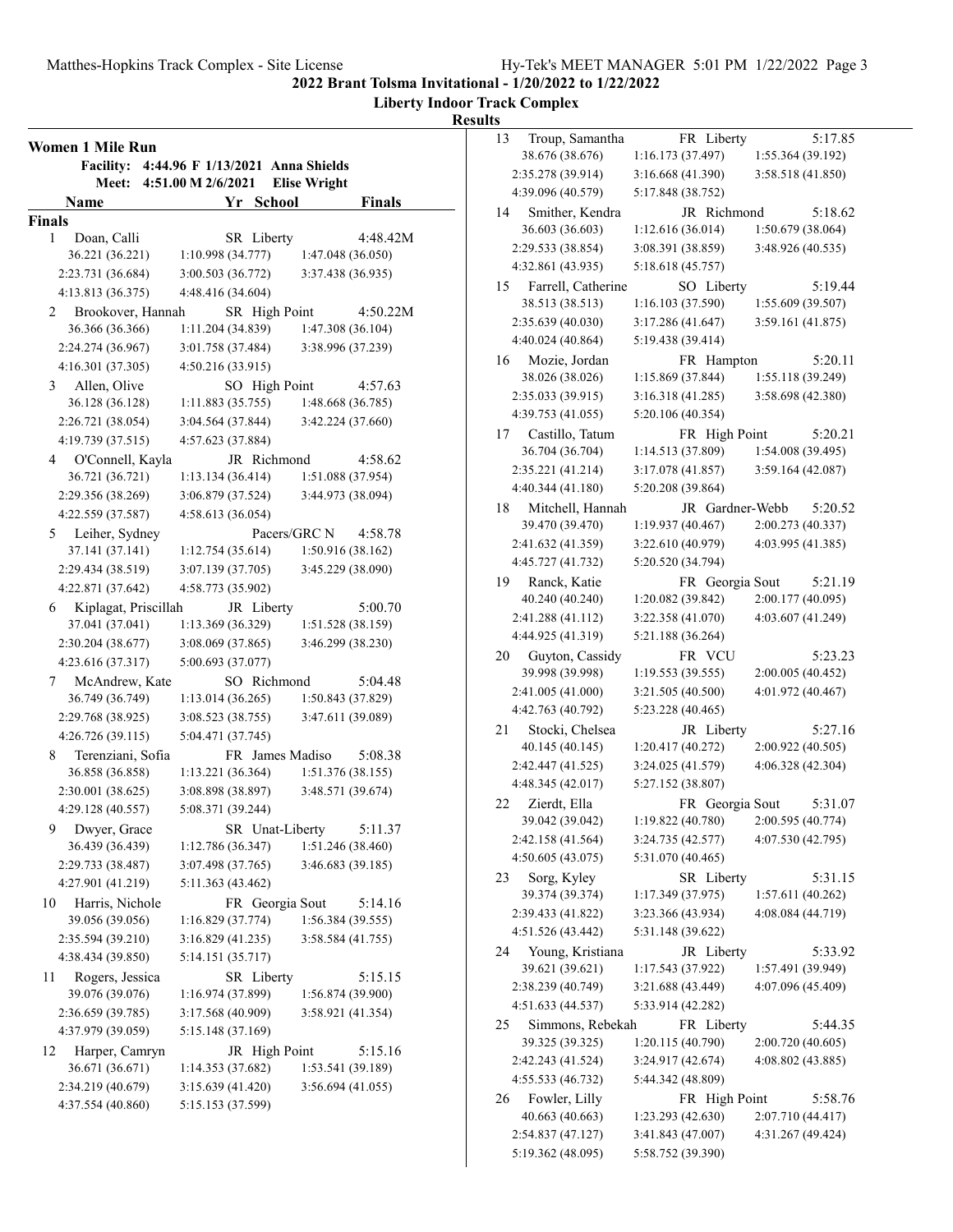## 2022 Brant Tolsma Invitational - 1/20/2022 to 1/22/2022

### Liberty Indoor Track Complex

### Results

**Women 1 Mile Run**

Facility: 4:44.96 F 1/13/2021 Anna Shields
Meet: 4:51.00 M 2/6/2021 Elise Wright

| Place | Name | Yr | School | Finals |
|---|---|---|---|---|
| **Finals** | | | | |
| 1 | Doan, Calli | SR | Liberty | 4:48.42M |
| | 36.221 (36.221) 1:10.998 (34.777) 1:47.048 (36.050) 2:23.731 (36.684) 3:00.503 (36.772) 3:37.438 (36.935) 4:13.813 (36.375) 4:48.416 (34.604) | | | |
| 2 | Brookover, Hannah | SR | High Point | 4:50.22M |
| | 36.366 (36.366) 1:11.204 (34.839) 1:47.308 (36.104) 2:24.274 (36.967) 3:01.758 (37.484) 3:38.996 (37.239) 4:16.301 (37.305) 4:50.216 (33.915) | | | |
| 3 | Allen, Olive | SO | High Point | 4:57.63 |
| | 36.128 (36.128) 1:11.883 (35.755) 1:48.668 (36.785) 2:26.721 (38.054) 3:04.564 (37.844) 3:42.224 (37.660) 4:19.739 (37.515) 4:57.623 (37.884) | | | |
| 4 | O'Connell, Kayla | JR | Richmond | 4:58.62 |
| | 36.721 (36.721) 1:13.134 (36.414) 1:51.088 (37.954) 2:29.356 (38.269) 3:06.879 (37.524) 3:44.973 (38.094) 4:22.559 (37.587) 4:58.613 (36.054) | | | |
| 5 | Leiher, Sydney | | Pacers/GRC N | 4:58.78 |
| | 37.141 (37.141) 1:12.754 (35.614) 1:50.916 (38.162) 2:29.434 (38.519) 3:07.139 (37.705) 3:45.229 (38.090) 4:22.871 (37.642) 4:58.773 (35.902) | | | |
| 6 | Kiplagat, Priscillah | JR | Liberty | 5:00.70 |
| | 37.041 (37.041) 1:13.369 (36.329) 1:51.528 (38.159) 2:30.204 (38.677) 3:08.069 (37.865) 3:46.299 (38.230) 4:23.616 (37.317) 5:00.693 (37.077) | | | |
| 7 | McAndrew, Kate | SO | Richmond | 5:04.48 |
| | 36.749 (36.749) 1:13.014 (36.265) 1:50.843 (37.829) 2:29.768 (38.925) 3:08.523 (38.755) 3:47.611 (39.089) 4:26.726 (39.115) 5:04.471 (37.745) | | | |
| 8 | Terenziani, Sofia | FR | James Madiso | 5:08.38 |
| | 36.858 (36.858) 1:13.221 (36.364) 1:51.376 (38.155) 2:30.001 (38.625) 3:08.898 (38.897) 3:48.571 (39.674) 4:29.128 (40.557) 5:08.371 (39.244) | | | |
| 9 | Dwyer, Grace | SR | Unat-Liberty | 5:11.37 |
| | 36.439 (36.439) 1:12.786 (36.347) 1:51.246 (38.460) 2:29.733 (38.487) 3:07.498 (37.765) 3:46.683 (39.185) 4:27.901 (41.219) 5:11.363 (43.462) | | | |
| 10 | Harris, Nichole | FR | Georgia Sout | 5:14.16 |
| | 39.056 (39.056) 1:16.829 (37.774) 1:56.384 (39.555) 2:35.594 (39.210) 3:16.829 (41.235) 3:58.584 (41.755) 4:38.434 (39.850) 5:14.151 (35.717) | | | |
| 11 | Rogers, Jessica | SR | Liberty | 5:15.15 |
| | 39.076 (39.076) 1:16.974 (37.899) 1:56.874 (39.900) 2:36.659 (39.785) 3:17.568 (40.909) 3:58.921 (41.354) 4:37.979 (39.059) 5:15.148 (37.169) | | | |
| 12 | Harper, Camryn | JR | High Point | 5:15.16 |
| | 36.671 (36.671) 1:14.353 (37.682) 1:53.541 (39.189) 2:34.219 (40.679) 3:15.639 (41.420) 3:56.694 (41.055) 4:37.554 (40.860) 5:15.153 (37.599) | | | |
| 13 | Troup, Samantha | FR | Liberty | 5:17.85 |
| | 38.676 (38.676) 1:16.173 (37.497) 1:55.364 (39.192) 2:35.278 (39.914) 3:16.668 (41.390) 3:58.518 (41.850) 4:39.096 (40.579) 5:17.848 (38.752) | | | |
| 14 | Smither, Kendra | JR | Richmond | 5:18.62 |
| | 36.603 (36.603) 1:12.616 (36.014) 1:50.679 (38.064) 2:29.533 (38.854) 3:08.391 (38.859) 3:48.926 (40.535) 4:32.861 (43.935) 5:18.618 (45.757) | | | |
| 15 | Farrell, Catherine | SO | Liberty | 5:19.44 |
| | 38.513 (38.513) 1:16.103 (37.590) 1:55.609 (39.507) 2:35.639 (40.030) 3:17.286 (41.647) 3:59.161 (41.875) 4:40.024 (40.864) 5:19.438 (39.414) | | | |
| 16 | Mozie, Jordan | FR | Hampton | 5:20.11 |
| | 38.026 (38.026) 1:15.869 (37.844) 1:55.118 (39.249) 2:35.033 (39.915) 3:16.318 (41.285) 3:58.698 (42.380) 4:39.753 (41.055) 5:20.106 (40.354) | | | |
| 17 | Castillo, Tatum | FR | High Point | 5:20.21 |
| | 36.704 (36.704) 1:14.513 (37.809) 1:54.008 (39.495) 2:35.221 (41.214) 3:17.078 (41.857) 3:59.164 (42.087) 4:40.344 (41.180) 5:20.208 (39.864) | | | |
| 18 | Mitchell, Hannah | JR | Gardner-Webb | 5:20.52 |
| | 39.470 (39.470) 1:19.937 (40.467) 2:00.273 (40.337) 2:41.632 (41.359) 3:22.610 (40.979) 4:03.995 (41.385) 4:45.727 (41.732) 5:20.520 (34.794) | | | |
| 19 | Ranck, Katie | FR | Georgia Sout | 5:21.19 |
| | 40.240 (40.240) 1:20.082 (39.842) 2:00.177 (40.095) 2:41.288 (41.112) 3:22.358 (41.070) 4:03.607 (41.249) 4:44.925 (41.319) 5:21.188 (36.264) | | | |
| 20 | Guyton, Cassidy | FR | VCU | 5:23.23 |
| | 39.998 (39.998) 1:19.553 (39.555) 2:00.005 (40.452) 2:41.005 (41.000) 3:21.505 (40.500) 4:01.972 (40.467) 4:42.763 (40.792) 5:23.228 (40.465) | | | |
| 21 | Stocki, Chelsea | JR | Liberty | 5:27.16 |
| | 40.145 (40.145) 1:20.417 (40.272) 2:00.922 (40.505) 2:42.447 (41.525) 3:24.025 (41.579) 4:06.328 (42.304) 4:48.345 (42.017) 5:27.152 (38.807) | | | |
| 22 | Zierdt, Ella | FR | Georgia Sout | 5:31.07 |
| | 39.042 (39.042) 1:19.822 (40.780) 2:00.595 (40.774) 2:42.158 (41.564) 3:24.735 (42.577) 4:07.530 (42.795) 4:50.605 (43.075) 5:31.070 (40.465) | | | |
| 23 | Sorg, Kyley | SR | Liberty | 5:31.15 |
| | 39.374 (39.374) 1:17.349 (37.975) 1:57.611 (40.262) 2:39.433 (41.822) 3:23.366 (43.934) 4:08.084 (44.719) 4:51.526 (43.442) 5:31.148 (39.622) | | | |
| 24 | Young, Kristiana | JR | Liberty | 5:33.92 |
| | 39.621 (39.621) 1:17.543 (37.922) 1:57.491 (39.949) 2:38.239 (40.749) 3:21.688 (43.449) 4:07.096 (45.409) 4:51.633 (44.537) 5:33.914 (42.282) | | | |
| 25 | Simmons, Rebekah | FR | Liberty | 5:44.35 |
| | 39.325 (39.325) 1:20.115 (40.790) 2:00.720 (40.605) 2:42.243 (41.524) 3:24.917 (42.674) 4:08.802 (43.885) 4:55.533 (46.732) 5:44.342 (48.809) | | | |
| 26 | Fowler, Lilly | FR | High Point | 5:58.76 |
| | 40.663 (40.663) 1:23.293 (42.630) 2:07.710 (44.417) 2:54.837 (47.127) 3:41.843 (47.007) 4:31.267 (49.424) 5:19.362 (48.095) 5:58.752 (39.390) | | | |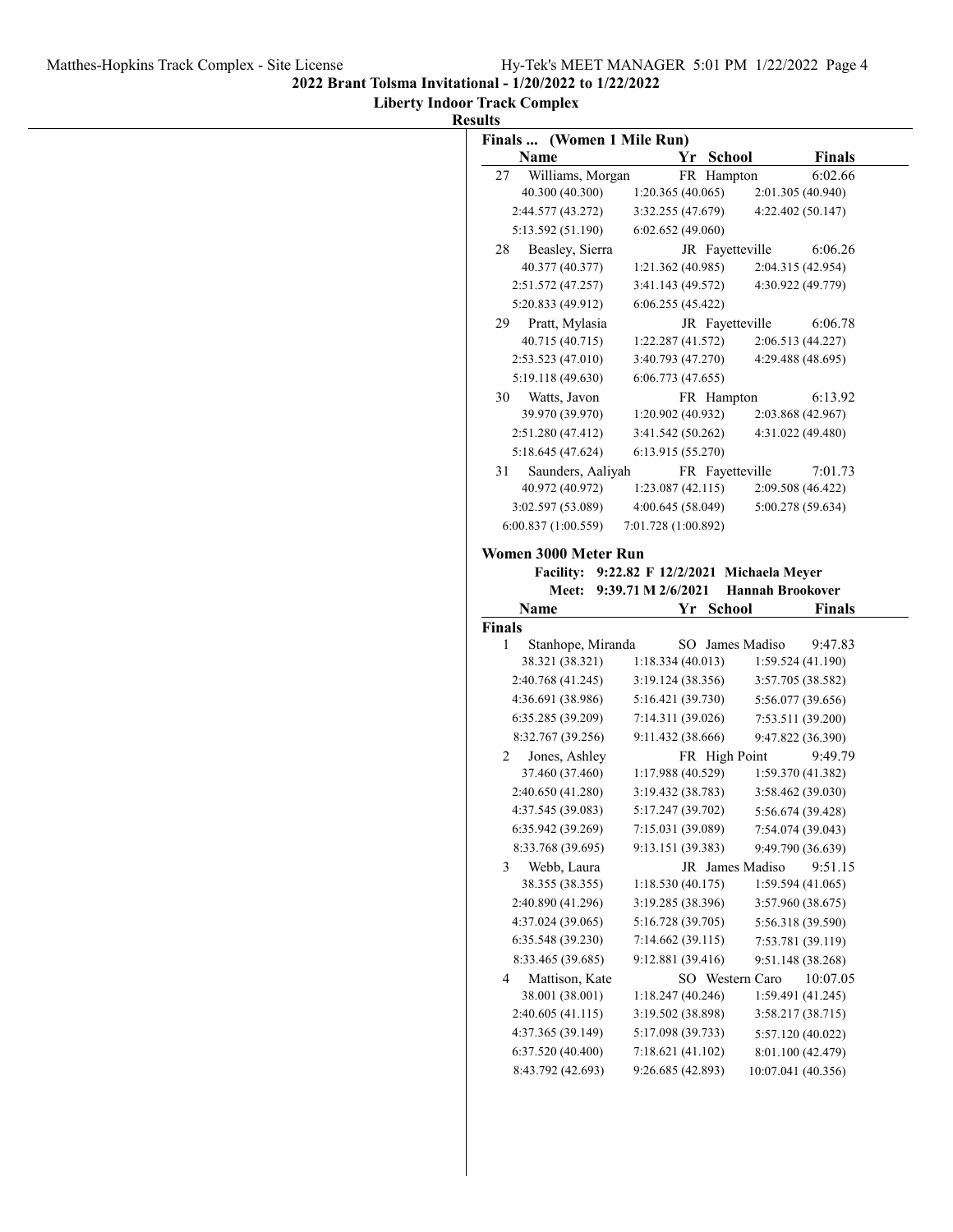**2022 Brant Tolsma Invitational - 1/20/2022 to 1/22/2022**

**Liberty Indoor Track Complex**

**Results**

### Finals ... (Women 1 Mile Run)

| Place | Name | Yr | School | Finals |
|---|---|---|---|---|
| 27 | Williams, Morgan | FR | Hampton | 6:02.66 |
| | 40.300 (40.300) | 1:20.365 (40.065) | 2:01.305 (40.940) | |
| | 2:44.577 (43.272) | 3:32.255 (47.679) | 4:22.402 (50.147) | |
| | 5:13.592 (51.190) | 6:02.652 (49.060) | | |
| 28 | Beasley, Sierra | JR | Fayetteville | 6:06.26 |
| | 40.377 (40.377) | 1:21.362 (40.985) | 2:04.315 (42.954) | |
| | 2:51.572 (47.257) | 3:41.143 (49.572) | 4:30.922 (49.779) | |
| | 5:20.833 (49.912) | 6:06.255 (45.422) | | |
| 29 | Pratt, Mylasia | JR | Fayetteville | 6:06.78 |
| | 40.715 (40.715) | 1:22.287 (41.572) | 2:06.513 (44.227) | |
| | 2:53.523 (47.010) | 3:40.793 (47.270) | 4:29.488 (48.695) | |
| | 5:19.118 (49.630) | 6:06.773 (47.655) | | |
| 30 | Watts, Javon | FR | Hampton | 6:13.92 |
| | 39.970 (39.970) | 1:20.902 (40.932) | 2:03.868 (42.967) | |
| | 2:51.280 (47.412) | 3:41.542 (50.262) | 4:31.022 (49.480) | |
| | 5:18.645 (47.624) | 6:13.915 (55.270) | | |
| 31 | Saunders, Aaliyah | FR | Fayetteville | 7:01.73 |
| | 40.972 (40.972) | 1:23.087 (42.115) | 2:09.508 (46.422) | |
| | 3:02.597 (53.089) | 4:00.645 (58.049) | 5:00.278 (59.634) | |
| | 6:00.837 (1:00.559) | 7:01.728 (1:00.892) | | |

### Women 3000 Meter Run

Facility: 9:22.82 F 12/2/2021 Michaela Meyer

Meet: 9:39.71 M 2/6/2021 Hannah Brookover

**Finals**

| Place | Name | Yr | School | Finals |
|---|---|---|---|---|
| 1 | Stanhope, Miranda | SO | James Madiso | 9:47.83 |
| | 38.321 (38.321) | 1:18.334 (40.013) | 1:59.524 (41.190) | |
| | 2:40.768 (41.245) | 3:19.124 (38.356) | 3:57.705 (38.582) | |
| | 4:36.691 (38.986) | 5:16.421 (39.730) | 5:56.077 (39.656) | |
| | 6:35.285 (39.209) | 7:14.311 (39.026) | 7:53.511 (39.200) | |
| | 8:32.767 (39.256) | 9:11.432 (38.666) | 9:47.822 (36.390) | |
| 2 | Jones, Ashley | FR | High Point | 9:49.79 |
| | 37.460 (37.460) | 1:17.988 (40.529) | 1:59.370 (41.382) | |
| | 2:40.650 (41.280) | 3:19.432 (38.783) | 3:58.462 (39.030) | |
| | 4:37.545 (39.083) | 5:17.247 (39.702) | 5:56.674 (39.428) | |
| | 6:35.942 (39.269) | 7:15.031 (39.089) | 7:54.074 (39.043) | |
| | 8:33.768 (39.695) | 9:13.151 (39.383) | 9:49.790 (36.639) | |
| 3 | Webb, Laura | JR | James Madiso | 9:51.15 |
| | 38.355 (38.355) | 1:18.530 (40.175) | 1:59.594 (41.065) | |
| | 2:40.890 (41.296) | 3:19.285 (38.396) | 3:57.960 (38.675) | |
| | 4:37.024 (39.065) | 5:16.728 (39.705) | 5:56.318 (39.590) | |
| | 6:35.548 (39.230) | 7:14.662 (39.115) | 7:53.781 (39.119) | |
| | 8:33.465 (39.685) | 9:12.881 (39.416) | 9:51.148 (38.268) | |
| 4 | Mattison, Kate | SO | Western Caro | 10:07.05 |
| | 38.001 (38.001) | 1:18.247 (40.246) | 1:59.491 (41.245) | |
| | 2:40.605 (41.115) | 3:19.502 (38.898) | 3:58.217 (38.715) | |
| | 4:37.365 (39.149) | 5:17.098 (39.733) | 5:57.120 (40.022) | |
| | 6:37.520 (40.400) | 7:18.621 (41.102) | 8:01.100 (42.479) | |
| | 8:43.792 (42.693) | 9:26.685 (42.893) | 10:07.041 (40.356) | |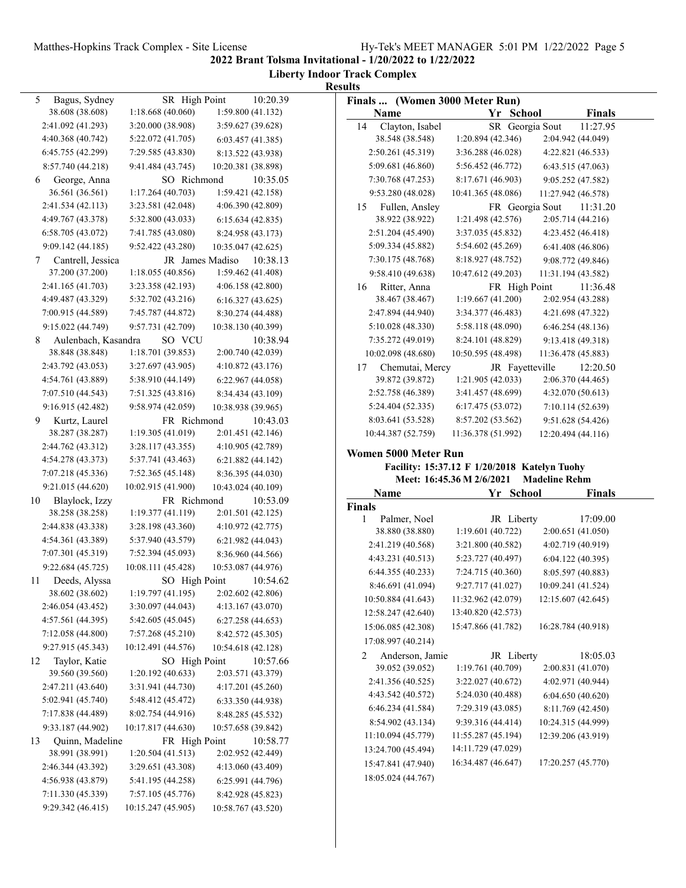**2022 Brant Tolsma Invitational - 1/20/2022 to 1/22/2022**

**Liberty Indoor Track Complex**

**Results**

| Place | Name | Yr | School | Finals |
|---|---|---|---|---|
| 5 | Bagus, Sydney | SR | High Point | 10:20.39 |
| | 38.608 (38.608) | 1:18.668 (40.060) | 1:59.800 (41.132) | |
| | 2:41.092 (41.293) | 3:20.000 (38.908) | 3:59.627 (39.628) | |
| | 4:40.368 (40.742) | 5:22.072 (41.705) | 6:03.457 (41.385) | |
| | 6:45.755 (42.299) | 7:29.585 (43.830) | 8:13.522 (43.938) | |
| | 8:57.740 (44.218) | 9:41.484 (43.745) | 10:20.381 (38.898) | |
| 6 | George, Anna | SO | Richmond | 10:35.05 |
| | 36.561 (36.561) | 1:17.264 (40.703) | 1:59.421 (42.158) | |
| | 2:41.534 (42.113) | 3:23.581 (42.048) | 4:06.390 (42.809) | |
| | 4:49.767 (43.378) | 5:32.800 (43.033) | 6:15.634 (42.835) | |
| | 6:58.705 (43.072) | 7:41.785 (43.080) | 8:24.958 (43.173) | |
| | 9:09.142 (44.185) | 9:52.422 (43.280) | 10:35.047 (42.625) | |
| 7 | Cantrell, Jessica | JR | James Madiso | 10:38.13 |
| | 37.200 (37.200) | 1:18.055 (40.856) | 1:59.462 (41.408) | |
| | 2:41.165 (41.703) | 3:23.358 (42.193) | 4:06.158 (42.800) | |
| | 4:49.487 (43.329) | 5:32.702 (43.216) | 6:16.327 (43.625) | |
| | 7:00.915 (44.589) | 7:45.787 (44.872) | 8:30.274 (44.488) | |
| | 9:15.022 (44.749) | 9:57.731 (42.709) | 10:38.130 (40.399) | |
| 8 | Aulenbach, Kasandra | SO | VCU | 10:38.94 |
| | 38.848 (38.848) | 1:18.701 (39.853) | 2:00.740 (42.039) | |
| | 2:43.792 (43.053) | 3:27.697 (43.905) | 4:10.872 (43.176) | |
| | 4:54.761 (43.889) | 5:38.910 (44.149) | 6:22.967 (44.058) | |
| | 7:07.510 (44.543) | 7:51.325 (43.816) | 8:34.434 (43.109) | |
| | 9:16.915 (42.482) | 9:58.974 (42.059) | 10:38.938 (39.965) | |
| 9 | Kurtz, Laurel | FR | Richmond | 10:43.03 |
| | 38.287 (38.287) | 1:19.305 (41.019) | 2:01.451 (42.146) | |
| | 2:44.762 (43.312) | 3:28.117 (43.355) | 4:10.905 (42.789) | |
| | 4:54.278 (43.373) | 5:37.741 (43.463) | 6:21.882 (44.142) | |
| | 7:07.218 (45.336) | 7:52.365 (45.148) | 8:36.395 (44.030) | |
| | 9:21.015 (44.620) | 10:02.915 (41.900) | 10:43.024 (40.109) | |
| 10 | Blaylock, Izzy | FR | Richmond | 10:53.09 |
| | 38.258 (38.258) | 1:19.377 (41.119) | 2:01.501 (42.125) | |
| | 2:44.838 (43.338) | 3:28.198 (43.360) | 4:10.972 (42.775) | |
| | 4:54.361 (43.389) | 5:37.940 (43.579) | 6:21.982 (44.043) | |
| | 7:07.301 (45.319) | 7:52.394 (45.093) | 8:36.960 (44.566) | |
| | 9:22.684 (45.725) | 10:08.111 (45.428) | 10:53.087 (44.976) | |
| 11 | Deeds, Alyssa | SO | High Point | 10:54.62 |
| | 38.602 (38.602) | 1:19.797 (41.195) | 2:02.602 (42.806) | |
| | 2:46.054 (43.452) | 3:30.097 (44.043) | 4:13.167 (43.070) | |
| | 4:57.561 (44.395) | 5:42.605 (45.045) | 6:27.258 (44.653) | |
| | 7:12.058 (44.800) | 7:57.268 (45.210) | 8:42.572 (45.305) | |
| | 9:27.915 (45.343) | 10:12.491 (44.576) | 10:54.618 (42.128) | |
| 12 | Taylor, Katie | SO | High Point | 10:57.66 |
| | 39.560 (39.560) | 1:20.192 (40.633) | 2:03.571 (43.379) | |
| | 2:47.211 (43.640) | 3:31.941 (44.730) | 4:17.201 (45.260) | |
| | 5:02.941 (45.740) | 5:48.412 (45.472) | 6:33.350 (44.938) | |
| | 7:17.838 (44.489) | 8:02.754 (44.916) | 8:48.285 (45.532) | |
| | 9:33.187 (44.902) | 10:17.817 (44.630) | 10:57.658 (39.842) | |
| 13 | Quinn, Madeline | FR | High Point | 10:58.77 |
| | 38.991 (38.991) | 1:20.504 (41.513) | 2:02.952 (42.449) | |
| | 2:46.344 (43.392) | 3:29.651 (43.308) | 4:13.060 (43.409) | |
| | 4:56.938 (43.879) | 5:41.195 (44.258) | 6:25.991 (44.796) | |
| | 7:11.330 (45.339) | 7:57.105 (45.776) | 8:42.928 (45.823) | |
| | 9:29.342 (46.415) | 10:15.247 (45.905) | 10:58.767 (43.520) | |

**Finals ... (Women 3000 Meter Run)**

| Place | Name | Yr | School | Finals |
|---|---|---|---|---|
| 14 | Clayton, Isabel | SR | Georgia Sout | 11:27.95 |
| | 38.548 (38.548) | 1:20.894 (42.346) | 2:04.942 (44.049) | |
| | 2:50.261 (45.319) | 3:36.288 (46.028) | 4:22.821 (46.533) | |
| | 5:09.681 (46.860) | 5:56.452 (46.772) | 6:43.515 (47.063) | |
| | 7:30.768 (47.253) | 8:17.671 (46.903) | 9:05.252 (47.582) | |
| | 9:53.280 (48.028) | 10:41.365 (48.086) | 11:27.942 (46.578) | |
| 15 | Fullen, Ansley | FR | Georgia Sout | 11:31.20 |
| | 38.922 (38.922) | 1:21.498 (42.576) | 2:05.714 (44.216) | |
| | 2:51.204 (45.490) | 3:37.035 (45.832) | 4:23.452 (46.418) | |
| | 5:09.334 (45.882) | 5:54.602 (45.269) | 6:41.408 (46.806) | |
| | 7:30.175 (48.768) | 8:18.927 (48.752) | 9:08.772 (49.846) | |
| | 9:58.410 (49.638) | 10:47.612 (49.203) | 11:31.194 (43.582) | |
| 16 | Ritter, Anna | FR | High Point | 11:36.48 |
| | 38.467 (38.467) | 1:19.667 (41.200) | 2:02.954 (43.288) | |
| | 2:47.894 (44.940) | 3:34.377 (46.483) | 4:21.698 (47.322) | |
| | 5:10.028 (48.330) | 5:58.118 (48.090) | 6:46.254 (48.136) | |
| | 7:35.272 (49.019) | 8:24.101 (48.829) | 9:13.418 (49.318) | |
| | 10:02.098 (48.680) | 10:50.595 (48.498) | 11:36.478 (45.883) | |
| 17 | Chemutai, Mercy | JR | Fayetteville | 12:20.50 |
| | 39.872 (39.872) | 1:21.905 (42.033) | 2:06.370 (44.465) | |
| | 2:52.758 (46.389) | 3:41.457 (48.699) | 4:32.070 (50.613) | |
| | 5:24.404 (52.335) | 6:17.475 (53.072) | 7:10.114 (52.639) | |
| | 8:03.641 (53.528) | 8:57.202 (53.562) | 9:51.628 (54.426) | |
| | 10:44.387 (52.759) | 11:36.378 (51.992) | 12:20.494 (44.116) | |

## Women 5000 Meter Run

**Facility: 15:37.12 F 1/20/2018 Katelyn Tuohy**

**Meet: 16:45.36 M 2/6/2021 Madeline Rehm**

**Finals**

| Place | Name | Yr | School | Finals |
|---|---|---|---|---|
| 1 | Palmer, Noel | JR | Liberty | 17:09.00 |
| | 38.880 (38.880) | 1:19.601 (40.722) | 2:00.651 (41.050) | |
| | 2:41.219 (40.568) | 3:21.800 (40.582) | 4:02.719 (40.919) | |
| | 4:43.231 (40.513) | 5:23.727 (40.497) | 6:04.122 (40.395) | |
| | 6:44.355 (40.233) | 7:24.715 (40.360) | 8:05.597 (40.883) | |
| | 8:46.691 (41.094) | 9:27.717 (41.027) | 10:09.241 (41.524) | |
| | 10:50.884 (41.643) | 11:32.962 (42.079) | 12:15.607 (42.645) | |
| | 12:58.247 (42.640) | 13:40.820 (42.573) | | |
| | 15:06.085 (42.308) | 15:47.866 (41.782) | 16:28.784 (40.918) | |
| | 17:08.997 (40.214) | | | |
| 2 | Anderson, Jamie | JR | Liberty | 18:05.03 |
| | 39.052 (39.052) | 1:19.761 (40.709) | 2:00.831 (41.070) | |
| | 2:41.356 (40.525) | 3:22.027 (40.672) | 4:02.971 (40.944) | |
| | 4:43.542 (40.572) | 5:24.030 (40.488) | 6:04.650 (40.620) | |
| | 6:46.234 (41.584) | 7:29.319 (43.085) | 8:11.769 (42.450) | |
| | 8:54.902 (43.134) | 9:39.316 (44.414) | 10:24.315 (44.999) | |
| | 11:10.094 (45.779) | 11:55.287 (45.194) | 12:39.206 (43.919) | |
| | 13:24.700 (45.494) | 14:11.729 (47.029) | | |
| | 15:47.841 (47.940) | 16:34.487 (46.647) | 17:20.257 (45.770) | |
| | 18:05.024 (44.767) | | | |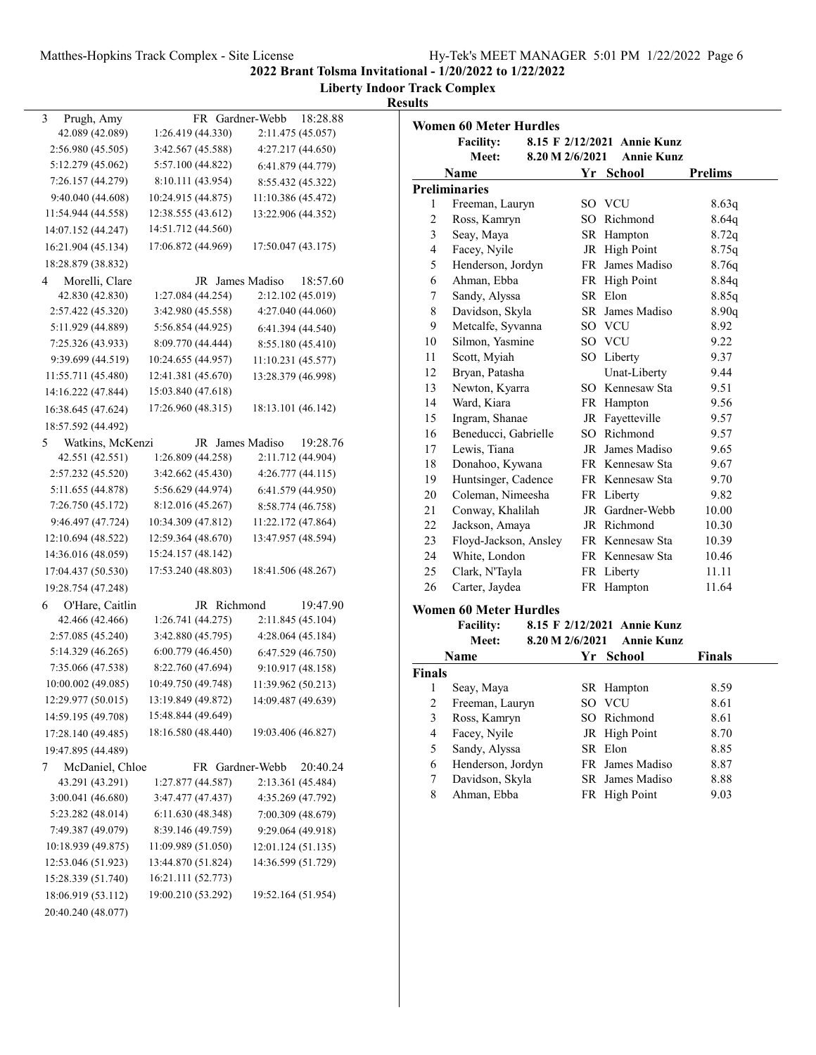## 2022 Brant Tolsma Invitational - 1/20/2022 to 1/22/2022

**Liberty Indoor Track Complex**

**Results**

| | Name | Yr | School | Finals |
|---|---|---|---|---|
| 3 | Prugh, Amy | FR | Gardner-Webb | 18:28.88 |

42.089 (42.089) 1:26.419 (44.330) 2:11.475 (45.057) 2:56.980 (45.505) 3:42.567 (45.588) 4:27.217 (44.650) 5:12.279 (45.062) 5:57.100 (44.822) 6:41.879 (44.779) 7:26.157 (44.279) 8:10.111 (43.954) 8:55.432 (45.322) 9:40.040 (44.608) 10:24.915 (44.875) 11:10.386 (45.472) 11:54.944 (44.558) 12:38.555 (43.612) 13:22.906 (44.352) 14:07.152 (44.247) 14:51.712 (44.560) 16:21.904 (45.134) 17:06.872 (44.969) 17:50.047 (43.175) 18:28.879 (38.832)

| | Name | Yr | School | Finals |
|---|---|---|---|---|
| 4 | Morelli, Clare | JR | James Madiso | 18:57.60 |

42.830 (42.830) 1:27.084 (44.254) 2:12.102 (45.019) 2:57.422 (45.320) 3:42.980 (45.558) 4:27.040 (44.060) 5:11.929 (44.889) 5:56.854 (44.925) 6:41.394 (44.540) 7:25.326 (43.933) 8:09.770 (44.444) 8:55.180 (45.410) 9:39.699 (44.519) 10:24.655 (44.957) 11:10.231 (45.577) 11:55.711 (45.480) 12:41.381 (45.670) 13:28.379 (46.998) 14:16.222 (47.844) 15:03.840 (47.618) 16:38.645 (47.624) 17:26.960 (48.315) 18:13.101 (46.142) 18:57.592 (44.492)

| | Name | Yr | School | Finals |
|---|---|---|---|---|
| 5 | Watkins, McKenzi | JR | James Madiso | 19:28.76 |

42.551 (42.551) 1:26.809 (44.258) 2:11.712 (44.904) 2:57.232 (45.520) 3:42.662 (45.430) 4:26.777 (44.115) 5:11.655 (44.878) 5:56.629 (44.974) 6:41.579 (44.950) 7:26.750 (45.172) 8:12.016 (45.267) 8:58.774 (46.758) 9:46.497 (47.724) 10:34.309 (47.812) 11:22.172 (47.864) 12:10.694 (48.522) 12:59.364 (48.670) 13:47.957 (48.594) 14:36.016 (48.059) 15:24.157 (48.142) 17:04.437 (50.530) 17:53.240 (48.803) 18:41.506 (48.267) 19:28.754 (47.248)

| | Name | Yr | School | Finals |
|---|---|---|---|---|
| 6 | O'Hare, Caitlin | JR | Richmond | 19:47.90 |

42.466 (42.466) 1:26.741 (44.275) 2:11.845 (45.104) 2:57.085 (45.240) 3:42.880 (45.795) 4:28.064 (45.184) 5:14.329 (46.265) 6:00.779 (46.450) 6:47.529 (46.750) 7:35.066 (47.538) 8:22.760 (47.694) 9:10.917 (48.158) 10:00.002 (49.085) 10:49.750 (49.748) 11:39.962 (50.213) 12:29.977 (50.015) 13:19.849 (49.872) 14:09.487 (49.639) 14:59.195 (49.708) 15:48.844 (49.649) 17:28.140 (49.485) 18:16.580 (48.440) 19:03.406 (46.827) 19:47.895 (44.489)

| | Name | Yr | School | Finals |
|---|---|---|---|---|
| 7 | McDaniel, Chloe | FR | Gardner-Webb | 20:40.24 |

43.291 (43.291) 1:27.877 (44.587) 2:13.361 (45.484) 3:00.041 (46.680) 3:47.477 (47.437) 4:35.269 (47.792) 5:23.282 (48.014) 6:11.630 (48.348) 7:00.309 (48.679) 7:49.387 (49.079) 8:39.146 (49.759) 9:29.064 (49.918) 10:18.939 (49.875) 11:09.989 (51.050) 12:01.124 (51.135) 12:53.046 (51.923) 13:44.870 (51.824) 14:36.599 (51.729) 15:28.339 (51.740) 16:21.111 (52.773) 18:06.919 (53.112) 19:00.210 (53.292) 19:52.164 (51.954) 20:40.240 (48.077)

### Women 60 Meter Hurdles

**Facility:** 8.15 F 2/12/2021 Annie Kunz
**Meet:** 8.20 M 2/6/2021 Annie Kunz

**Preliminaries**

| | Name | Yr | School | Prelims |
|---|---|---|---|---|
| 1 | Freeman, Lauryn | SO | VCU | 8.63q |
| 2 | Ross, Kamryn | SO | Richmond | 8.64q |
| 3 | Seay, Maya | SR | Hampton | 8.72q |
| 4 | Facey, Nyile | JR | High Point | 8.75q |
| 5 | Henderson, Jordyn | FR | James Madiso | 8.76q |
| 6 | Ahman, Ebba | FR | High Point | 8.84q |
| 7 | Sandy, Alyssa | SR | Elon | 8.85q |
| 8 | Davidson, Skyla | SR | James Madiso | 8.90q |
| 9 | Metcalfe, Syvanna | SO | VCU | 8.92 |
| 10 | Silmon, Yasmine | SO | VCU | 9.22 |
| 11 | Scott, Myiah | SO | Liberty | 9.37 |
| 12 | Bryan, Patasha | | Unat-Liberty | 9.44 |
| 13 | Newton, Kyarra | SO | Kennesaw Sta | 9.51 |
| 14 | Ward, Kiara | FR | Hampton | 9.56 |
| 15 | Ingram, Shanae | JR | Fayetteville | 9.57 |
| 16 | Beneducci, Gabrielle | SO | Richmond | 9.57 |
| 17 | Lewis, Tiana | JR | James Madiso | 9.65 |
| 18 | Donahoo, Kywana | FR | Kennesaw Sta | 9.67 |
| 19 | Huntsinger, Cadence | FR | Kennesaw Sta | 9.70 |
| 20 | Coleman, Nimeesha | FR | Liberty | 9.82 |
| 21 | Conway, Khalilah | JR | Gardner-Webb | 10.00 |
| 22 | Jackson, Amaya | JR | Richmond | 10.30 |
| 23 | Floyd-Jackson, Ansley | FR | Kennesaw Sta | 10.39 |
| 24 | White, London | FR | Kennesaw Sta | 10.46 |
| 25 | Clark, N'Tayla | FR | Liberty | 11.11 |
| 26 | Carter, Jaydea | FR | Hampton | 11.64 |

### Women 60 Meter Hurdles

**Facility:** 8.15 F 2/12/2021 Annie Kunz
**Meet:** 8.20 M 2/6/2021 Annie Kunz

**Finals**

| | Name | Yr | School | Finals |
|---|---|---|---|---|
| 1 | Seay, Maya | SR | Hampton | 8.59 |
| 2 | Freeman, Lauryn | SO | VCU | 8.61 |
| 3 | Ross, Kamryn | SO | Richmond | 8.61 |
| 4 | Facey, Nyile | JR | High Point | 8.70 |
| 5 | Sandy, Alyssa | SR | Elon | 8.85 |
| 6 | Henderson, Jordyn | FR | James Madiso | 8.87 |
| 7 | Davidson, Skyla | SR | James Madiso | 8.88 |
| 8 | Ahman, Ebba | FR | High Point | 9.03 |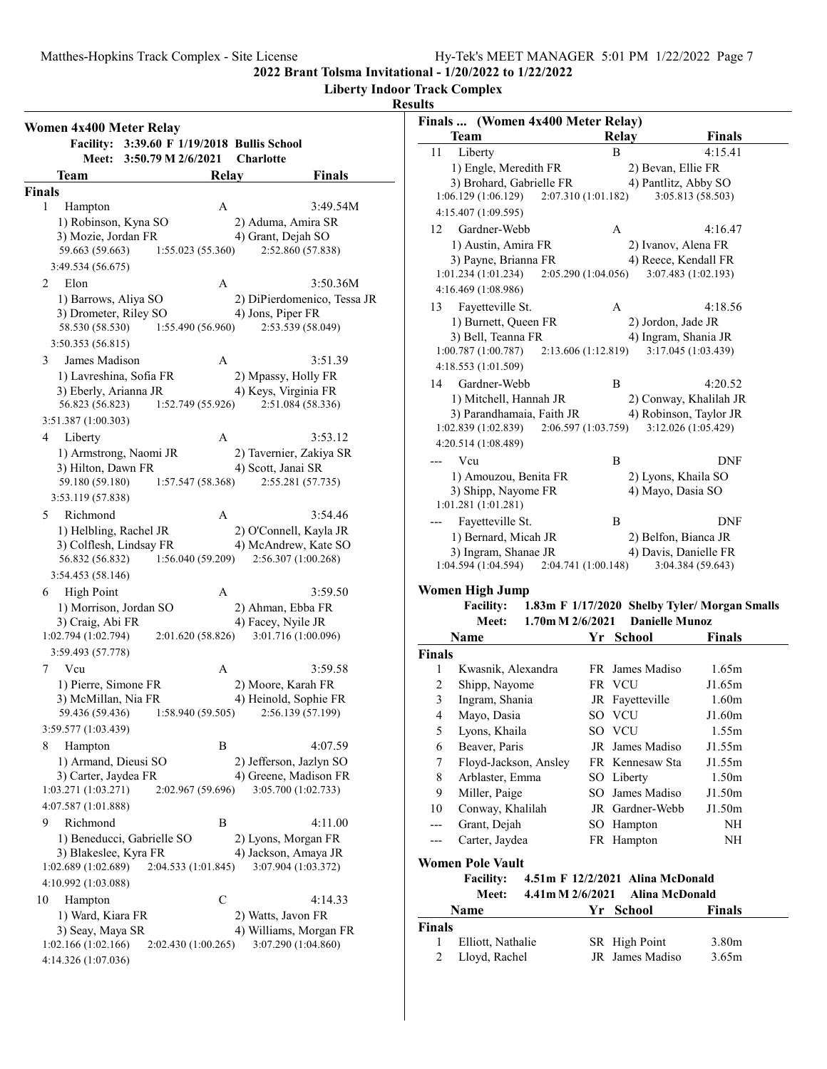## 2022 Brant Tolsma Invitational - 1/20/2022 to 1/22/2022

### Liberty Indoor Track Complex

### Results

### Women 4x400 Meter Relay

**Facility:** 3:39.60 F 1/19/2018 Bullis School
**Meet:** 3:50.79 M 2/6/2021 Charlotte

| | Team | Relay | Finals |
|---|---|---|---|
| **Finals** | | | |
| 1 | Hampton | A | 3:49.54M |
| | 1) Robinson, Kyna SO; 2) Aduma, Amira SR; 3) Mozie, Jordan FR; 4) Grant, Dejah SO | | |
| | 59.663 (59.663); 1:55.023 (55.360); 2:52.860 (57.838); 3:49.534 (56.675) | | |
| 2 | Elon | A | 3:50.36M |
| | 1) Barrows, Aliya SO; 2) DiPierdomenico, Tessa JR; 3) Drometer, Riley SO; 4) Jons, Piper FR | | |
| | 58.530 (58.530); 1:55.490 (56.960); 2:53.539 (58.049); 3:50.353 (56.815) | | |
| 3 | James Madison | A | 3:51.39 |
| | 1) Lavreshina, Sofia FR; 2) Mpassy, Holly FR; 3) Eberly, Arianna JR; 4) Keys, Virginia FR | | |
| | 56.823 (56.823); 1:52.749 (55.926); 2:51.084 (58.336); 3:51.387 (1:00.303) | | |
| 4 | Liberty | A | 3:53.12 |
| | 1) Armstrong, Naomi JR; 2) Tavernier, Zakiya SR; 3) Hilton, Dawn FR; 4) Scott, Janai SR | | |
| | 59.180 (59.180); 1:57.547 (58.368); 2:55.281 (57.735); 3:53.119 (57.838) | | |
| 5 | Richmond | A | 3:54.46 |
| | 1) Helbling, Rachel JR; 2) O'Connell, Kayla JR; 3) Colflesh, Lindsay FR; 4) McAndrew, Kate SO | | |
| | 56.832 (56.832); 1:56.040 (59.209); 2:56.307 (1:00.268); 3:54.453 (58.146) | | |
| 6 | High Point | A | 3:59.50 |
| | 1) Morrison, Jordan SO; 2) Ahman, Ebba FR; 3) Craig, Abi FR; 4) Facey, Nyile JR | | |
| | 1:02.794 (1:02.794); 2:01.620 (58.826); 3:01.716 (1:00.096); 3:59.493 (57.778) | | |
| 7 | Vcu | A | 3:59.58 |
| | 1) Pierre, Simone FR; 2) Moore, Karah FR; 3) McMillan, Nia FR; 4) Heinold, Sophie FR | | |
| | 59.436 (59.436); 1:58.940 (59.505); 2:56.139 (57.199); 3:59.577 (1:03.439) | | |
| 8 | Hampton | B | 4:07.59 |
| | 1) Armand, Dieusi SO; 2) Jefferson, Jazlyn SO; 3) Carter, Jaydea FR; 4) Greene, Madison FR | | |
| | 1:03.271 (1:03.271); 2:02.967 (59.696); 3:05.700 (1:02.733); 4:07.587 (1:01.888) | | |
| 9 | Richmond | B | 4:11.00 |
| | 1) Beneducci, Gabrielle SO; 2) Lyons, Morgan FR; 3) Blakeslee, Kyra FR; 4) Jackson, Amaya JR | | |
| | 1:02.689 (1:02.689); 2:04.533 (1:01.845); 3:07.904 (1:03.372); 4:10.992 (1:03.088) | | |
| 10 | Hampton | C | 4:14.33 |
| | 1) Ward, Kiara FR; 2) Watts, Javon FR; 3) Seay, Maya SR; 4) Williams, Morgan FR | | |
| | 1:02.166 (1:02.166); 2:02.430 (1:00.265); 3:07.290 (1:04.860); 4:14.326 (1:07.036) | | |
| 11 | Liberty | B | 4:15.41 |
| | 1) Engle, Meredith FR; 2) Bevan, Ellie FR; 3) Brohard, Gabrielle FR; 4) Pantlitz, Abby SO | | |
| | 1:06.129 (1:06.129); 2:07.310 (1:01.182); 3:05.813 (58.503); 4:15.407 (1:09.595) | | |
| 12 | Gardner-Webb | A | 4:16.47 |
| | 1) Austin, Amira FR; 2) Ivanov, Alena FR; 3) Payne, Brianna FR; 4) Reece, Kendall FR | | |
| | 1:01.234 (1:01.234); 2:05.290 (1:04.056); 3:07.483 (1:02.193); 4:16.469 (1:08.986) | | |
| 13 | Fayetteville St. | A | 4:18.56 |
| | 1) Burnett, Queen FR; 2) Jordon, Jade JR; 3) Bell, Teanna FR; 4) Ingram, Shania JR | | |
| | 1:00.787 (1:00.787); 2:13.606 (1:12.819); 3:17.045 (1:03.439); 4:18.553 (1:01.509) | | |
| 14 | Gardner-Webb | B | 4:20.52 |
| | 1) Mitchell, Hannah JR; 2) Conway, Khalilah JR; 3) Parandhamaia, Faith JR; 4) Robinson, Taylor JR | | |
| | 1:02.839 (1:02.839); 2:06.597 (1:03.759); 3:12.026 (1:05.429); 4:20.514 (1:08.489) | | |
| --- | Vcu | B | DNF |
| | 1) Amouzou, Benita FR; 2) Lyons, Khaila SO; 3) Shipp, Nayome FR; 4) Mayo, Dasia SO | | |
| | 1:01.281 (1:01.281) | | |
| --- | Fayetteville St. | B | DNF |
| | 1) Bernard, Micah JR; 2) Belfon, Bianca JR; 3) Ingram, Shanae JR; 4) Davis, Danielle FR | | |
| | 1:04.594 (1:04.594); 2:04.741 (1:00.148); 3:04.384 (59.643) | | |

### Women High Jump

**Facility:** 1.83m F 1/17/2020 Shelby Tyler/ Morgan Smalls
**Meet:** 1.70m M 2/6/2021 Danielle Munoz

| | Name | Yr | School | Finals |
|---|---|---|---|---|
| **Finals** | | | | |
| 1 | Kwasnik, Alexandra | FR | James Madiso | 1.65m |
| 2 | Shipp, Nayome | FR | VCU | J1.65m |
| 3 | Ingram, Shania | JR | Fayetteville | 1.60m |
| 4 | Mayo, Dasia | SO | VCU | J1.60m |
| 5 | Lyons, Khaila | SO | VCU | 1.55m |
| 6 | Beaver, Paris | JR | James Madiso | J1.55m |
| 7 | Floyd-Jackson, Ansley | FR | Kennesaw Sta | J1.55m |
| 8 | Arblaster, Emma | SO | Liberty | 1.50m |
| 9 | Miller, Paige | SO | James Madiso | J1.50m |
| 10 | Conway, Khalilah | JR | Gardner-Webb | J1.50m |
| --- | Grant, Dejah | SO | Hampton | NH |
| --- | Carter, Jaydea | FR | Hampton | NH |

### Women Pole Vault

**Facility:** 4.51m F 12/2/2021 Alina McDonald
**Meet:** 4.41m M 2/6/2021 Alina McDonald

| | Name | Yr | School | Finals |
|---|---|---|---|---|
| **Finals** | | | | |
| 1 | Elliott, Nathalie | SR | High Point | 3.80m |
| 2 | Lloyd, Rachel | JR | James Madiso | 3.65m |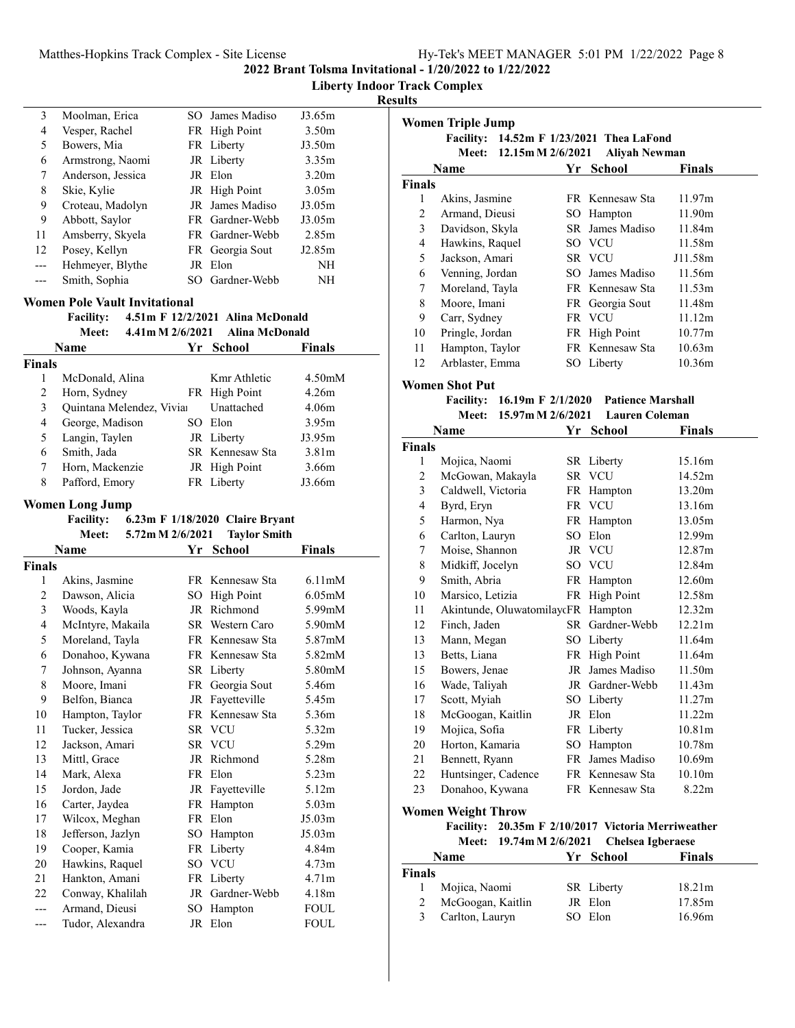| | Name | Yr | School | Finals |
|---|---|---|---|---|
| 3 | Moolman, Erica | SO | James Madiso | J3.65m |
| 4 | Vesper, Rachel | FR | High Point | 3.50m |
| 5 | Bowers, Mia | FR | Liberty | J3.50m |
| 6 | Armstrong, Naomi | JR | Liberty | 3.35m |
| 7 | Anderson, Jessica | JR | Elon | 3.20m |
| 8 | Skie, Kylie | JR | High Point | 3.05m |
| 9 | Croteau, Madolyn | JR | James Madiso | J3.05m |
| 9 | Abbott, Saylor | FR | Gardner-Webb | J3.05m |
| 11 | Amsberry, Skyela | FR | Gardner-Webb | 2.85m |
| 12 | Posey, Kellyn | FR | Georgia Sout | J2.85m |
| --- | Hehmeyer, Blythe | JR | Elon | NH |
| --- | Smith, Sophia | SO | Gardner-Webb | NH |

## Women Pole Vault Invitational

**Facility:** 4.51m F 12/2/2021 Alina McDonald
**Meet:** 4.41m M 2/6/2021 Alina McDonald

**Finals**

| | Name | Yr | School | Finals |
|---|---|---|---|---|
| 1 | McDonald, Alina | | Kmr Athletic | 4.50mM |
| 2 | Horn, Sydney | FR | High Point | 4.26m |
| 3 | Quintana Melendez, Viviai | | Unattached | 4.06m |
| 4 | George, Madison | SO | Elon | 3.95m |
| 5 | Langin, Taylen | JR | Liberty | J3.95m |
| 6 | Smith, Jada | SR | Kennesaw Sta | 3.81m |
| 7 | Horn, Mackenzie | JR | High Point | 3.66m |
| 8 | Pafford, Emory | FR | Liberty | J3.66m |

## Women Long Jump

**Facility:** 6.23m F 1/18/2020 Claire Bryant
**Meet:** 5.72m M 2/6/2021 Taylor Smith

**Finals**

| | Name | Yr | School | Finals |
|---|---|---|---|---|
| 1 | Akins, Jasmine | FR | Kennesaw Sta | 6.11mM |
| 2 | Dawson, Alicia | SO | High Point | 6.05mM |
| 3 | Woods, Kayla | JR | Richmond | 5.99mM |
| 4 | McIntyre, Makaila | SR | Western Caro | 5.90mM |
| 5 | Moreland, Tayla | FR | Kennesaw Sta | 5.87mM |
| 6 | Donahoo, Kywana | FR | Kennesaw Sta | 5.82mM |
| 7 | Johnson, Ayanna | SR | Liberty | 5.80mM |
| 8 | Moore, Imani | FR | Georgia Sout | 5.46m |
| 9 | Belfon, Bianca | JR | Fayetteville | 5.45m |
| 10 | Hampton, Taylor | FR | Kennesaw Sta | 5.36m |
| 11 | Tucker, Jessica | SR | VCU | 5.32m |
| 12 | Jackson, Amari | SR | VCU | 5.29m |
| 13 | Mittl, Grace | JR | Richmond | 5.28m |
| 14 | Mark, Alexa | FR | Elon | 5.23m |
| 15 | Jordon, Jade | JR | Fayetteville | 5.12m |
| 16 | Carter, Jaydea | FR | Hampton | 5.03m |
| 17 | Wilcox, Meghan | FR | Elon | J5.03m |
| 18 | Jefferson, Jazlyn | SO | Hampton | J5.03m |
| 19 | Cooper, Kamia | FR | Liberty | 4.84m |
| 20 | Hawkins, Raquel | SO | VCU | 4.73m |
| 21 | Hankton, Amani | FR | Liberty | 4.71m |
| 22 | Conway, Khalilah | JR | Gardner-Webb | 4.18m |
| --- | Armand, Dieusi | SO | Hampton | FOUL |
| --- | Tudor, Alexandra | JR | Elon | FOUL |

## Women Triple Jump

**Facility:** 14.52m F 1/23/2021 Thea LaFond
**Meet:** 12.15m M 2/6/2021 Aliyah Newman

**Finals**

| | Name | Yr | School | Finals |
|---|---|---|---|---|
| 1 | Akins, Jasmine | FR | Kennesaw Sta | 11.97m |
| 2 | Armand, Dieusi | SO | Hampton | 11.90m |
| 3 | Davidson, Skyla | SR | James Madiso | 11.84m |
| 4 | Hawkins, Raquel | SO | VCU | 11.58m |
| 5 | Jackson, Amari | SR | VCU | J11.58m |
| 6 | Venning, Jordan | SO | James Madiso | 11.56m |
| 7 | Moreland, Tayla | FR | Kennesaw Sta | 11.53m |
| 8 | Moore, Imani | FR | Georgia Sout | 11.48m |
| 9 | Carr, Sydney | FR | VCU | 11.12m |
| 10 | Pringle, Jordan | FR | High Point | 10.77m |
| 11 | Hampton, Taylor | FR | Kennesaw Sta | 10.63m |
| 12 | Arblaster, Emma | SO | Liberty | 10.36m |

## Women Shot Put

**Facility:** 16.19m F 2/1/2020 Patience Marshall
**Meet:** 15.97m M 2/6/2021 Lauren Coleman

**Finals**

| | Name | Yr | School | Finals |
|---|---|---|---|---|
| 1 | Mojica, Naomi | SR | Liberty | 15.16m |
| 2 | McGowan, Makayla | SR | VCU | 14.52m |
| 3 | Caldwell, Victoria | FR | Hampton | 13.20m |
| 4 | Byrd, Eryn | FR | VCU | 13.16m |
| 5 | Harmon, Nya | FR | Hampton | 13.05m |
| 6 | Carlton, Lauryn | SO | Elon | 12.99m |
| 7 | Moise, Shannon | JR | VCU | 12.87m |
| 8 | Midkiff, Jocelyn | SO | VCU | 12.84m |
| 9 | Smith, Abria | FR | Hampton | 12.60m |
| 10 | Marsico, Letizia | FR | High Point | 12.58m |
| 11 | Akintunde, OluwatomilaycFR | | Hampton | 12.32m |
| 12 | Finch, Jaden | SR | Gardner-Webb | 12.21m |
| 13 | Mann, Megan | SO | Liberty | 11.64m |
| 13 | Betts, Liana | FR | High Point | 11.64m |
| 15 | Bowers, Jenae | JR | James Madiso | 11.50m |
| 16 | Wade, Taliyah | JR | Gardner-Webb | 11.43m |
| 17 | Scott, Myiah | SO | Liberty | 11.27m |
| 18 | McGoogan, Kaitlin | JR | Elon | 11.22m |
| 19 | Mojica, Sofia | FR | Liberty | 10.81m |
| 20 | Horton, Kamaria | SO | Hampton | 10.78m |
| 21 | Bennett, Ryann | FR | James Madiso | 10.69m |
| 22 | Huntsinger, Cadence | FR | Kennesaw Sta | 10.10m |
| 23 | Donahoo, Kywana | FR | Kennesaw Sta | 8.22m |

## Women Weight Throw

**Facility:** 20.35m F 2/10/2017 Victoria Merriweather
**Meet:** 19.74m M 2/6/2021 Chelsea Igberaese

**Finals**

| | Name | Yr | School | Finals |
|---|---|---|---|---|
| 1 | Mojica, Naomi | SR | Liberty | 18.21m |
| 2 | McGoogan, Kaitlin | JR | Elon | 17.85m |
| 3 | Carlton, Lauryn | SO | Elon | 16.96m |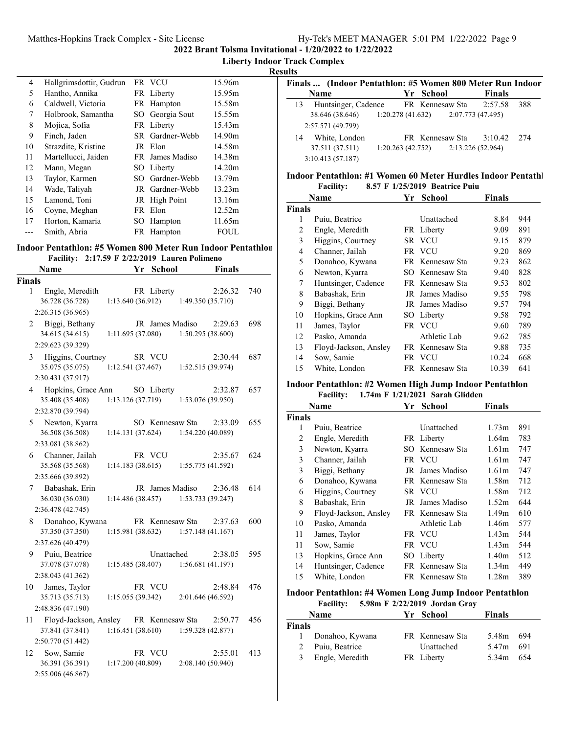## Results

| | Name | Yr | School | Finals |
|---|---|---|---|---|
| 4 | Hallgrimsdottir, Gudrun | FR | VCU | 15.96m |
| 5 | Hantho, Annika | FR | Liberty | 15.95m |
| 6 | Caldwell, Victoria | FR | Hampton | 15.58m |
| 7 | Holbrook, Samantha | SO | Georgia Sout | 15.55m |
| 8 | Mojica, Sofia | FR | Liberty | 15.43m |
| 9 | Finch, Jaden | SR | Gardner-Webb | 14.90m |
| 10 | Strazdite, Kristine | JR | Elon | 14.58m |
| 11 | Martellucci, Jaiden | FR | James Madiso | 14.38m |
| 12 | Mann, Megan | SO | Liberty | 14.20m |
| 13 | Taylor, Karmen | SO | Gardner-Webb | 13.79m |
| 14 | Wade, Taliyah | JR | Gardner-Webb | 13.23m |
| 15 | Lamond, Toni | JR | High Point | 13.16m |
| 16 | Coyne, Meghan | FR | Elon | 12.52m |
| 17 | Horton, Kamaria | SO | Hampton | 11.65m |
| --- | Smith, Abria | FR | Hampton | FOUL |

### Indoor Pentathlon: #5 Women 800 Meter Run Indoor Pentathlon

Facility: 2:17.59 F 2/22/2019 Lauren Polimeno

| | Name | Yr | School | Finals | Points |
|---|---|---|---|---|---|
| **Finals** | | | | | |
| 1 | Engle, Meredith | FR | Liberty | 2:26.32 | 740 |
| | 36.728 (36.728) | 1:13.640 (36.912) | 1:49.350 (35.710) | 2:26.315 (36.965) | |
| 2 | Biggi, Bethany | JR | James Madiso | 2:29.63 | 698 |
| | 34.615 (34.615) | 1:11.695 (37.080) | 1:50.295 (38.600) | 2:29.623 (39.329) | |
| 3 | Higgins, Courtney | SR | VCU | 2:30.44 | 687 |
| | 35.075 (35.075) | 1:12.541 (37.467) | 1:52.515 (39.974) | 2:30.431 (37.917) | |
| 4 | Hopkins, Grace Ann | SO | Liberty | 2:32.87 | 657 |
| | 35.408 (35.408) | 1:13.126 (37.719) | 1:53.076 (39.950) | 2:32.870 (39.794) | |
| 5 | Newton, Kyarra | SO | Kennesaw Sta | 2:33.09 | 655 |
| | 36.508 (36.508) | 1:14.131 (37.624) | 1:54.220 (40.089) | 2:33.081 (38.862) | |
| 6 | Channer, Jailah | FR | VCU | 2:35.67 | 624 |
| | 35.568 (35.568) | 1:14.183 (38.615) | 1:55.775 (41.592) | 2:35.666 (39.892) | |
| 7 | Babashak, Erin | JR | James Madiso | 2:36.48 | 614 |
| | 36.030 (36.030) | 1:14.486 (38.457) | 1:53.733 (39.247) | 2:36.478 (42.745) | |
| 8 | Donahoo, Kywana | FR | Kennesaw Sta | 2:37.63 | 600 |
| | 37.350 (37.350) | 1:15.981 (38.632) | 1:57.148 (41.167) | 2:37.626 (40.479) | |
| 9 | Puiu, Beatrice | | Unattached | 2:38.05 | 595 |
| | 37.078 (37.078) | 1:15.485 (38.407) | 1:56.681 (41.197) | 2:38.043 (41.362) | |
| 10 | James, Taylor | FR | VCU | 2:48.84 | 476 |
| | 35.713 (35.713) | 1:15.055 (39.342) | 2:01.646 (46.592) | 2:48.836 (47.190) | |
| 11 | Floyd-Jackson, Ansley | FR | Kennesaw Sta | 2:50.77 | 456 |
| | 37.841 (37.841) | 1:16.451 (38.610) | 1:59.328 (42.877) | 2:50.770 (51.442) | |
| 12 | Sow, Samie | FR | VCU | 2:55.01 | 413 |
| | 36.391 (36.391) | 1:17.200 (40.809) | 2:08.140 (50.940) | 2:55.006 (46.867) | |
| 13 | Huntsinger, Cadence | FR | Kennesaw Sta | 2:57.58 | 388 |
| | 38.646 (38.646) | 1:20.278 (41.632) | 2:07.773 (47.495) | 2:57.571 (49.799) | |
| 14 | White, London | FR | Kennesaw Sta | 3:10.42 | 274 |
| | 37.511 (37.511) | 1:20.263 (42.752) | 2:13.226 (52.964) | 3:10.413 (57.187) | |

### Indoor Pentathlon: #1 Women 60 Meter Hurdles Indoor Pentathlon

Facility: 8.57 F 1/25/2019 Beatrice Puiu

| | Name | Yr | School | Finals | Points |
|---|---|---|---|---|---|
| **Finals** | | | | | |
| 1 | Puiu, Beatrice | | Unattached | 8.84 | 944 |
| 2 | Engle, Meredith | FR | Liberty | 9.09 | 891 |
| 3 | Higgins, Courtney | SR | VCU | 9.15 | 879 |
| 4 | Channer, Jailah | FR | VCU | 9.20 | 869 |
| 5 | Donahoo, Kywana | FR | Kennesaw Sta | 9.23 | 862 |
| 6 | Newton, Kyarra | SO | Kennesaw Sta | 9.40 | 828 |
| 7 | Huntsinger, Cadence | FR | Kennesaw Sta | 9.53 | 802 |
| 8 | Babashak, Erin | JR | James Madiso | 9.55 | 798 |
| 9 | Biggi, Bethany | JR | James Madiso | 9.57 | 794 |
| 10 | Hopkins, Grace Ann | SO | Liberty | 9.58 | 792 |
| 11 | James, Taylor | FR | VCU | 9.60 | 789 |
| 12 | Pasko, Amanda | | Athletic Lab | 9.62 | 785 |
| 13 | Floyd-Jackson, Ansley | FR | Kennesaw Sta | 9.88 | 735 |
| 14 | Sow, Samie | FR | VCU | 10.24 | 668 |
| 15 | White, London | FR | Kennesaw Sta | 10.39 | 641 |

### Indoor Pentathlon: #2 Women High Jump Indoor Pentathlon

Facility: 1.74m F 1/21/2021 Sarah Glidden

| | Name | Yr | School | Finals | Points |
|---|---|---|---|---|---|
| **Finals** | | | | | |
| 1 | Puiu, Beatrice | | Unattached | 1.73m | 891 |
| 2 | Engle, Meredith | FR | Liberty | 1.64m | 783 |
| 3 | Newton, Kyarra | SO | Kennesaw Sta | 1.61m | 747 |
| 3 | Channer, Jailah | FR | VCU | 1.61m | 747 |
| 3 | Biggi, Bethany | JR | James Madiso | 1.61m | 747 |
| 6 | Donahoo, Kywana | FR | Kennesaw Sta | 1.58m | 712 |
| 6 | Higgins, Courtney | SR | VCU | 1.58m | 712 |
| 8 | Babashak, Erin | JR | James Madiso | 1.52m | 644 |
| 9 | Floyd-Jackson, Ansley | FR | Kennesaw Sta | 1.49m | 610 |
| 10 | Pasko, Amanda | | Athletic Lab | 1.46m | 577 |
| 11 | James, Taylor | FR | VCU | 1.43m | 544 |
| 11 | Sow, Samie | FR | VCU | 1.43m | 544 |
| 13 | Hopkins, Grace Ann | SO | Liberty | 1.40m | 512 |
| 14 | Huntsinger, Cadence | FR | Kennesaw Sta | 1.34m | 449 |
| 15 | White, London | FR | Kennesaw Sta | 1.28m | 389 |

### Indoor Pentathlon: #4 Women Long Jump Indoor Pentathlon

Facility: 5.98m F 2/22/2019 Jordan Gray

| | Name | Yr | School | Finals | Points |
|---|---|---|---|---|---|
| **Finals** | | | | | |
| 1 | Donahoo, Kywana | FR | Kennesaw Sta | 5.48m | 694 |
| 2 | Puiu, Beatrice | | Unattached | 5.47m | 691 |
| 3 | Engle, Meredith | FR | Liberty | 5.34m | 654 |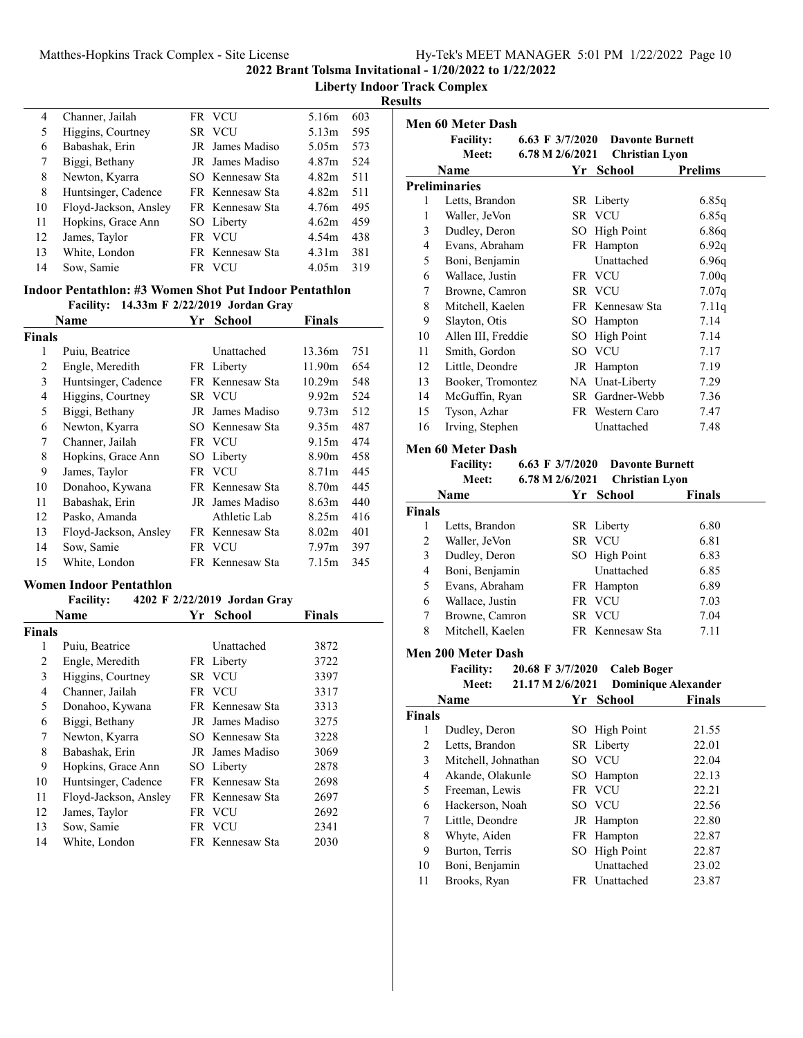## 2022 Brant Tolsma Invitational - 1/20/2022 to 1/22/2022

### Liberty Indoor Track Complex

### Results

| | Name | Yr | School | Finals | Points |
|---|---|---|---|---|---|
| 4 | Channer, Jailah | FR | VCU | 5.16m | 603 |
| 5 | Higgins, Courtney | SR | VCU | 5.13m | 595 |
| 6 | Babashak, Erin | JR | James Madiso | 5.05m | 573 |
| 7 | Biggi, Bethany | JR | James Madiso | 4.87m | 524 |
| 8 | Newton, Kyarra | SO | Kennesaw Sta | 4.82m | 511 |
| 8 | Huntsinger, Cadence | FR | Kennesaw Sta | 4.82m | 511 |
| 10 | Floyd-Jackson, Ansley | FR | Kennesaw Sta | 4.76m | 495 |
| 11 | Hopkins, Grace Ann | SO | Liberty | 4.62m | 459 |
| 12 | James, Taylor | FR | VCU | 4.54m | 438 |
| 13 | White, London | FR | Kennesaw Sta | 4.31m | 381 |
| 14 | Sow, Samie | FR | VCU | 4.05m | 319 |

### Indoor Pentathlon: #3 Women Shot Put Indoor Pentathlon

**Facility:** 14.33m F 2/22/2019 Jordan Gray

| | Name | Yr | School | Finals | Points |
|---|---|---|---|---|---|
| **Finals** | | | | | |
| 1 | Puiu, Beatrice | | Unattached | 13.36m | 751 |
| 2 | Engle, Meredith | FR | Liberty | 11.90m | 654 |
| 3 | Huntsinger, Cadence | FR | Kennesaw Sta | 10.29m | 548 |
| 4 | Higgins, Courtney | SR | VCU | 9.92m | 524 |
| 5 | Biggi, Bethany | JR | James Madiso | 9.73m | 512 |
| 6 | Newton, Kyarra | SO | Kennesaw Sta | 9.35m | 487 |
| 7 | Channer, Jailah | FR | VCU | 9.15m | 474 |
| 8 | Hopkins, Grace Ann | SO | Liberty | 8.90m | 458 |
| 9 | James, Taylor | FR | VCU | 8.71m | 445 |
| 10 | Donahoo, Kywana | FR | Kennesaw Sta | 8.70m | 445 |
| 11 | Babashak, Erin | JR | James Madiso | 8.63m | 440 |
| 12 | Pasko, Amanda | | Athletic Lab | 8.25m | 416 |
| 13 | Floyd-Jackson, Ansley | FR | Kennesaw Sta | 8.02m | 401 |
| 14 | Sow, Samie | FR | VCU | 7.97m | 397 |
| 15 | White, London | FR | Kennesaw Sta | 7.15m | 345 |

### Women Indoor Pentathlon

**Facility:** 4202 F 2/22/2019 Jordan Gray

| | Name | Yr | School | Finals |
|---|---|---|---|---|
| **Finals** | | | | |
| 1 | Puiu, Beatrice | | Unattached | 3872 |
| 2 | Engle, Meredith | FR | Liberty | 3722 |
| 3 | Higgins, Courtney | SR | VCU | 3397 |
| 4 | Channer, Jailah | FR | VCU | 3317 |
| 5 | Donahoo, Kywana | FR | Kennesaw Sta | 3313 |
| 6 | Biggi, Bethany | JR | James Madiso | 3275 |
| 7 | Newton, Kyarra | SO | Kennesaw Sta | 3228 |
| 8 | Babashak, Erin | JR | James Madiso | 3069 |
| 9 | Hopkins, Grace Ann | SO | Liberty | 2878 |
| 10 | Huntsinger, Cadence | FR | Kennesaw Sta | 2698 |
| 11 | Floyd-Jackson, Ansley | FR | Kennesaw Sta | 2697 |
| 12 | James, Taylor | FR | VCU | 2692 |
| 13 | Sow, Samie | FR | VCU | 2341 |
| 14 | White, London | FR | Kennesaw Sta | 2030 |

### Men 60 Meter Dash

**Facility:** 6.63 F 3/7/2020 Davonte Burnett
**Meet:** 6.78 M 2/6/2021 Christian Lyon

| | Name | Yr | School | Prelims |
|---|---|---|---|---|
| **Preliminaries** | | | | |
| 1 | Letts, Brandon | SR | Liberty | 6.85q |
| 1 | Waller, JeVon | SR | VCU | 6.85q |
| 3 | Dudley, Deron | SO | High Point | 6.86q |
| 4 | Evans, Abraham | FR | Hampton | 6.92q |
| 5 | Boni, Benjamin | | Unattached | 6.96q |
| 6 | Wallace, Justin | FR | VCU | 7.00q |
| 7 | Browne, Camron | SR | VCU | 7.07q |
| 8 | Mitchell, Kaelen | FR | Kennesaw Sta | 7.11q |
| 9 | Slayton, Otis | SO | Hampton | 7.14 |
| 10 | Allen III, Freddie | SO | High Point | 7.14 |
| 11 | Smith, Gordon | SO | VCU | 7.17 |
| 12 | Little, Deondre | JR | Hampton | 7.19 |
| 13 | Booker, Tromontez | NA | Unat-Liberty | 7.29 |
| 14 | McGuffin, Ryan | SR | Gardner-Webb | 7.36 |
| 15 | Tyson, Azhar | FR | Western Caro | 7.47 |
| 16 | Irving, Stephen | | Unattached | 7.48 |

### Men 60 Meter Dash

**Facility:** 6.63 F 3/7/2020 Davonte Burnett
**Meet:** 6.78 M 2/6/2021 Christian Lyon

| | Name | Yr | School | Finals |
|---|---|---|---|---|
| **Finals** | | | | |
| 1 | Letts, Brandon | SR | Liberty | 6.80 |
| 2 | Waller, JeVon | SR | VCU | 6.81 |
| 3 | Dudley, Deron | SO | High Point | 6.83 |
| 4 | Boni, Benjamin | | Unattached | 6.85 |
| 5 | Evans, Abraham | FR | Hampton | 6.89 |
| 6 | Wallace, Justin | FR | VCU | 7.03 |
| 7 | Browne, Camron | SR | VCU | 7.04 |
| 8 | Mitchell, Kaelen | FR | Kennesaw Sta | 7.11 |

### Men 200 Meter Dash

**Facility:** 20.68 F 3/7/2020 Caleb Boger
**Meet:** 21.17 M 2/6/2021 Dominique Alexander

| | Name | Yr | School | Finals |
|---|---|---|---|---|
| **Finals** | | | | |
| 1 | Dudley, Deron | SO | High Point | 21.55 |
| 2 | Letts, Brandon | SR | Liberty | 22.01 |
| 3 | Mitchell, Johnathan | SO | VCU | 22.04 |
| 4 | Akande, Olakunle | SO | Hampton | 22.13 |
| 5 | Freeman, Lewis | FR | VCU | 22.21 |
| 6 | Hackerson, Noah | SO | VCU | 22.56 |
| 7 | Little, Deondre | JR | Hampton | 22.80 |
| 8 | Whyte, Aiden | FR | Hampton | 22.87 |
| 9 | Burton, Terris | SO | High Point | 22.87 |
| 10 | Boni, Benjamin | | Unattached | 23.02 |
| 11 | Brooks, Ryan | FR | Unattached | 23.87 |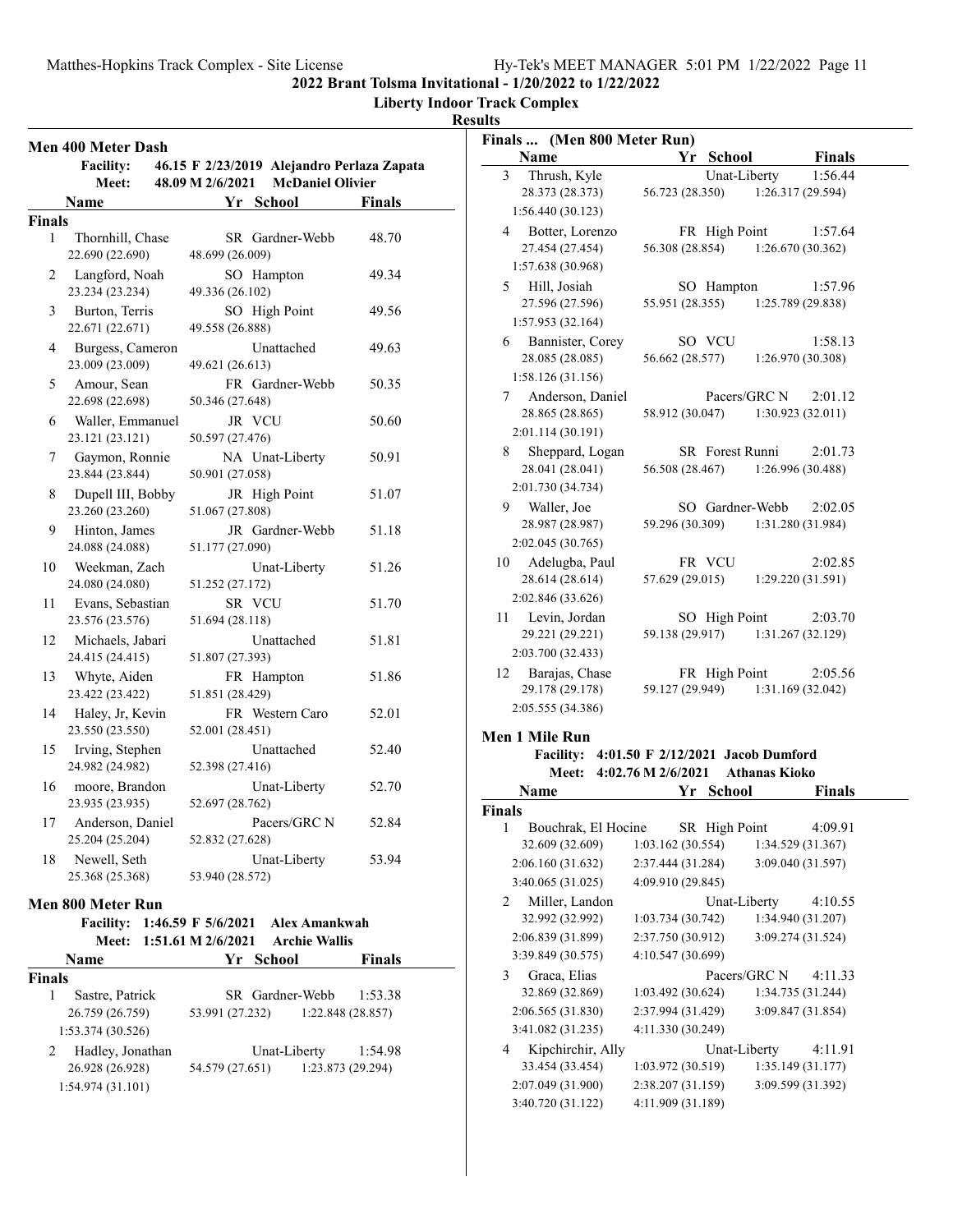## 2022 Brant Tolsma Invitational - 1/20/2022 to 1/22/2022

### Liberty Indoor Track Complex

### Results

### Men 400 Meter Dash

**Facility:** 46.15 F 2/23/2019 Alejandro Perlaza Zapata
**Meet:** 48.09 M 2/6/2021 McDaniel Olivier

**Finals**

| Place | Name | Yr | School | Finals | Splits |
|---|---|---|---|---|---|
| 1 | Thornhill, Chase | SR | Gardner-Webb | 48.70 | 22.690 (22.690), 48.699 (26.009) |
| 2 | Langford, Noah | SO | Hampton | 49.34 | 23.234 (23.234), 49.336 (26.102) |
| 3 | Burton, Terris | SO | High Point | 49.56 | 22.671 (22.671), 49.558 (26.888) |
| 4 | Burgess, Cameron | | Unattached | 49.63 | 23.009 (23.009), 49.621 (26.613) |
| 5 | Amour, Sean | FR | Gardner-Webb | 50.35 | 22.698 (22.698), 50.346 (27.648) |
| 6 | Waller, Emmanuel | JR | VCU | 50.60 | 23.121 (23.121), 50.597 (27.476) |
| 7 | Gaymon, Ronnie | NA | Unat-Liberty | 50.91 | 23.844 (23.844), 50.901 (27.058) |
| 8 | Dupell III, Bobby | JR | High Point | 51.07 | 23.260 (23.260), 51.067 (27.808) |
| 9 | Hinton, James | JR | Gardner-Webb | 51.18 | 24.088 (24.088), 51.177 (27.090) |
| 10 | Weekman, Zach | | Unat-Liberty | 51.26 | 24.080 (24.080), 51.252 (27.172) |
| 11 | Evans, Sebastian | SR | VCU | 51.70 | 23.576 (23.576), 51.694 (28.118) |
| 12 | Michaels, Jabari | | Unattached | 51.81 | 24.415 (24.415), 51.807 (27.393) |
| 13 | Whyte, Aiden | FR | Hampton | 51.86 | 23.422 (23.422), 51.851 (28.429) |
| 14 | Haley, Jr, Kevin | FR | Western Caro | 52.01 | 23.550 (23.550), 52.001 (28.451) |
| 15 | Irving, Stephen | | Unattached | 52.40 | 24.982 (24.982), 52.398 (27.416) |
| 16 | moore, Brandon | | Unat-Liberty | 52.70 | 23.935 (23.935), 52.697 (28.762) |
| 17 | Anderson, Daniel | | Pacers/GRC N | 52.84 | 25.204 (25.204), 52.832 (27.628) |
| 18 | Newell, Seth | | Unat-Liberty | 53.94 | 25.368 (25.368), 53.940 (28.572) |

### Men 800 Meter Run

**Facility:** 1:46.59 F 5/6/2021 Alex Amankwah
**Meet:** 1:51.61 M 2/6/2021 Archie Wallis

**Finals**

| Place | Name | Yr | School | Finals | Splits |
|---|---|---|---|---|---|
| 1 | Sastre, Patrick | SR | Gardner-Webb | 1:53.38 | 26.759 (26.759), 53.991 (27.232), 1:22.848 (28.857), 1:53.374 (30.526) |
| 2 | Hadley, Jonathan | | Unat-Liberty | 1:54.98 | 26.928 (26.928), 54.579 (27.651), 1:23.873 (29.294), 1:54.974 (31.101) |
| 3 | Thrush, Kyle | | Unat-Liberty | 1:56.44 | 28.373 (28.373), 56.723 (28.350), 1:26.317 (29.594), 1:56.440 (30.123) |
| 4 | Botter, Lorenzo | FR | High Point | 1:57.64 | 27.454 (27.454), 56.308 (28.854), 1:26.670 (30.362), 1:57.638 (30.968) |
| 5 | Hill, Josiah | SO | Hampton | 1:57.96 | 27.596 (27.596), 55.951 (28.355), 1:25.789 (29.838), 1:57.953 (32.164) |
| 6 | Bannister, Corey | SO | VCU | 1:58.13 | 28.085 (28.085), 56.662 (28.577), 1:26.970 (30.308), 1:58.126 (31.156) |
| 7 | Anderson, Daniel | | Pacers/GRC N | 2:01.12 | 28.865 (28.865), 58.912 (30.047), 1:30.923 (32.011), 2:01.114 (30.191) |
| 8 | Sheppard, Logan | SR | Forest Runni | 2:01.73 | 28.041 (28.041), 56.508 (28.467), 1:26.996 (30.488), 2:01.730 (34.734) |
| 9 | Waller, Joe | SO | Gardner-Webb | 2:02.05 | 28.987 (28.987), 59.296 (30.309), 1:31.280 (31.984), 2:02.045 (30.765) |
| 10 | Adelugba, Paul | FR | VCU | 2:02.85 | 28.614 (28.614), 57.629 (29.015), 1:29.220 (31.591), 2:02.846 (33.626) |
| 11 | Levin, Jordan | SO | High Point | 2:03.70 | 29.221 (29.221), 59.138 (29.917), 1:31.267 (32.129), 2:03.700 (32.433) |
| 12 | Barajas, Chase | FR | High Point | 2:05.56 | 29.178 (29.178), 59.127 (29.949), 1:31.169 (32.042), 2:05.555 (34.386) |

### Men 1 Mile Run

**Facility:** 4:01.50 F 2/12/2021 Jacob Dumford
**Meet:** 4:02.76 M 2/6/2021 Athanas Kioko

**Finals**

| Place | Name | Yr | School | Finals | Splits |
|---|---|---|---|---|---|
| 1 | Bouchrak, El Hocine | SR | High Point | 4:09.91 | 32.609 (32.609), 1:03.162 (30.554), 1:34.529 (31.367), 2:06.160 (31.632), 2:37.444 (31.284), 3:09.040 (31.597), 3:40.065 (31.025), 4:09.910 (29.845) |
| 2 | Miller, Landon | | Unat-Liberty | 4:10.55 | 32.992 (32.992), 1:03.734 (30.742), 1:34.940 (31.207), 2:06.839 (31.899), 2:37.750 (30.912), 3:09.274 (31.524), 3:39.849 (30.575), 4:10.547 (30.699) |
| 3 | Graca, Elias | | Pacers/GRC N | 4:11.33 | 32.869 (32.869), 1:03.492 (30.624), 1:34.735 (31.244), 2:06.565 (31.830), 2:37.994 (31.429), 3:09.847 (31.854), 3:41.082 (31.235), 4:11.330 (30.249) |
| 4 | Kipchirchir, Ally | | Unat-Liberty | 4:11.91 | 33.454 (33.454), 1:03.972 (30.519), 1:35.149 (31.177), 2:07.049 (31.900), 2:38.207 (31.159), 3:09.599 (31.392), 3:40.720 (31.122), 4:11.909 (31.189) |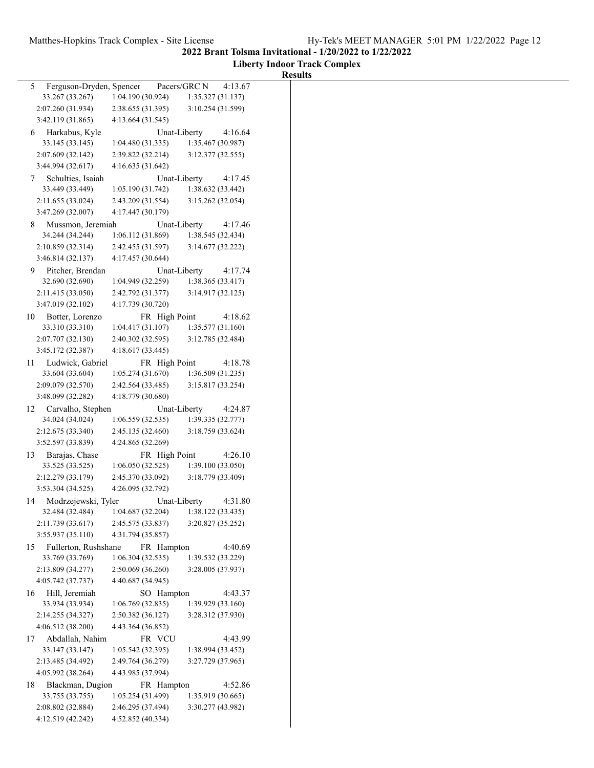**2022 Brant Tolsma Invitational - 1/20/2022 to 1/22/2022**

**Liberty Indoor Track Complex**

**Results**

5 Ferguson-Dryden, Spencer Pacers/GRC N 4:13.67
33.267 (33.267) 1:04.190 (30.924) 1:35.327 (31.137)
2:07.260 (31.934) 2:38.655 (31.395) 3:10.254 (31.599)
3:42.119 (31.865) 4:13.664 (31.545)

6 Harkabus, Kyle Unat-Liberty 4:16.64
33.145 (33.145) 1:04.480 (31.335) 1:35.467 (30.987)
2:07.609 (32.142) 2:39.822 (32.214) 3:12.377 (32.555)
3:44.994 (32.617) 4:16.635 (31.642)

7 Schulties, Isaiah Unat-Liberty 4:17.45
33.449 (33.449) 1:05.190 (31.742) 1:38.632 (33.442)
2:11.655 (33.024) 2:43.209 (31.554) 3:15.262 (32.054)
3:47.269 (32.007) 4:17.447 (30.179)

8 Mussmon, Jeremiah Unat-Liberty 4:17.46
34.244 (34.244) 1:06.112 (31.869) 1:38.545 (32.434)
2:10.859 (32.314) 2:42.455 (31.597) 3:14.677 (32.222)
3:46.814 (32.137) 4:17.457 (30.644)

9 Pitcher, Brendan Unat-Liberty 4:17.74
32.690 (32.690) 1:04.949 (32.259) 1:38.365 (33.417)
2:11.415 (33.050) 2:42.792 (31.377) 3:14.917 (32.125)
3:47.019 (32.102) 4:17.739 (30.720)

10 Botter, Lorenzo FR High Point 4:18.62
33.310 (33.310) 1:04.417 (31.107) 1:35.577 (31.160)
2:07.707 (32.130) 2:40.302 (32.595) 3:12.785 (32.484)
3:45.172 (32.387) 4:18.617 (33.445)

11 Ludwick, Gabriel FR High Point 4:18.78
33.604 (33.604) 1:05.274 (31.670) 1:36.509 (31.235)
2:09.079 (32.570) 2:42.564 (33.485) 3:15.817 (33.254)
3:48.099 (32.282) 4:18.779 (30.680)

12 Carvalho, Stephen Unat-Liberty 4:24.87
34.024 (34.024) 1:06.559 (32.535) 1:39.335 (32.777)
2:12.675 (33.340) 2:45.135 (32.460) 3:18.759 (33.624)
3:52.597 (33.839) 4:24.865 (32.269)

13 Barajas, Chase FR High Point 4:26.10
33.525 (33.525) 1:06.050 (32.525) 1:39.100 (33.050)
2:12.279 (33.179) 2:45.370 (33.092) 3:18.779 (33.409)
3:53.304 (34.525) 4:26.095 (32.792)

14 Modrzejewski, Tyler Unat-Liberty 4:31.80
32.484 (32.484) 1:04.687 (32.204) 1:38.122 (33.435)
2:11.739 (33.617) 2:45.575 (33.837) 3:20.827 (35.252)
3:55.937 (35.110) 4:31.794 (35.857)

15 Fullerton, Rushshane FR Hampton 4:40.69
33.769 (33.769) 1:06.304 (32.535) 1:39.532 (33.229)
2:13.809 (34.277) 2:50.069 (36.260) 3:28.005 (37.937)
4:05.742 (37.737) 4:40.687 (34.945)

16 Hill, Jeremiah SO Hampton 4:43.37
33.934 (33.934) 1:06.769 (32.835) 1:39.929 (33.160)
2:14.255 (34.327) 2:50.382 (36.127) 3:28.312 (37.930)
4:06.512 (38.200) 4:43.364 (36.852)

17 Abdallah, Nahim FR VCU 4:43.99
33.147 (33.147) 1:05.542 (32.395) 1:38.994 (33.452)
2:13.485 (34.492) 2:49.764 (36.279) 3:27.729 (37.965)
4:05.992 (38.264) 4:43.985 (37.994)

18 Blackman, Dugion FR Hampton 4:52.86
33.755 (33.755) 1:05.254 (31.499) 1:35.919 (30.665)
2:08.802 (32.884) 2:46.295 (37.494) 3:30.277 (43.982)
4:12.519 (42.242) 4:52.852 (40.334)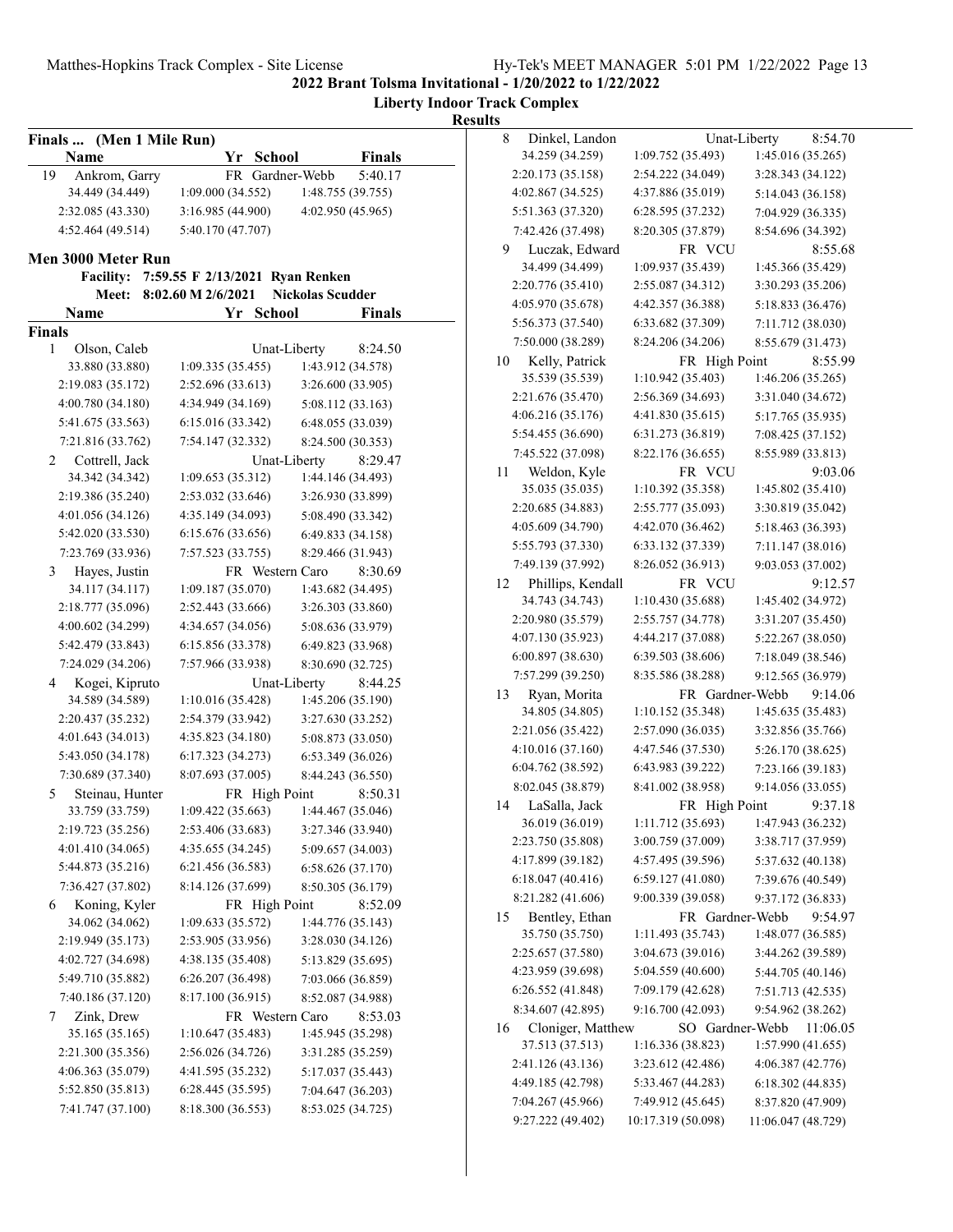**2022 Brant Tolsma Invitational - 1/20/2022 to 1/22/2022**

**Liberty Indoor Track Complex**

**Results**

### Finals ... (Men 1 Mile Run)

| Name | Yr | School | Finals |
|---|---|---|---|
| 19 Ankrom, Garry | FR | Gardner-Webb | 5:40.17 |

34.449 (34.449) 1:09.000 (34.552) 1:48.755 (39.755)
2:32.085 (43.330) 3:16.985 (44.900) 4:02.950 (45.965)
4:52.464 (49.514) 5:40.170 (47.707)

### Men 3000 Meter Run

Facility: 7:59.55 F 2/13/2021 Ryan Renken
Meet: 8:02.60 M 2/6/2021 Nickolas Scudder

| Name | Yr | School | Finals |
|---|---|---|---|

**Finals**

| Name | Yr | School | Finals |
|---|---|---|---|
| 1 Olson, Caleb | | Unat-Liberty | 8:24.50 |

33.880 (33.880) 1:09.335 (35.455) 1:43.912 (34.578)
2:19.083 (35.172) 2:52.696 (33.613) 3:26.600 (33.905)
4:00.780 (34.180) 4:34.949 (34.169) 5:08.112 (33.163)
5:41.675 (33.563) 6:15.016 (33.342) 6:48.055 (33.039)
7:21.816 (33.762) 7:54.147 (32.332) 8:24.500 (30.353)

| Name | Yr | School | Finals |
|---|---|---|---|
| 2 Cottrell, Jack | | Unat-Liberty | 8:29.47 |

34.342 (34.342) 1:09.653 (35.312) 1:44.146 (34.493)
2:19.386 (35.240) 2:53.032 (33.646) 3:26.930 (33.899)
4:01.056 (34.126) 4:35.149 (34.093) 5:08.490 (33.342)
5:42.020 (33.530) 6:15.676 (33.656) 6:49.833 (34.158)
7:23.769 (33.936) 7:57.523 (33.755) 8:29.466 (31.943)

| Name | Yr | School | Finals |
|---|---|---|---|
| 3 Hayes, Justin | FR | Western Caro | 8:30.69 |

34.117 (34.117) 1:09.187 (35.070) 1:43.682 (34.495)
2:18.777 (35.096) 2:52.443 (33.666) 3:26.303 (33.860)
4:00.602 (34.299) 4:34.657 (34.056) 5:08.636 (33.979)
5:42.479 (33.843) 6:15.856 (33.378) 6:49.823 (33.968)
7:24.029 (34.206) 7:57.966 (33.938) 8:30.690 (32.725)

| Name | Yr | School | Finals |
|---|---|---|---|
| 4 Kogei, Kipruto | | Unat-Liberty | 8:44.25 |

34.589 (34.589) 1:10.016 (35.428) 1:45.206 (35.190)
2:20.437 (35.232) 2:54.379 (33.942) 3:27.630 (33.252)
4:01.643 (34.013) 4:35.823 (34.180) 5:08.873 (33.050)
5:43.050 (34.178) 6:17.323 (34.273) 6:53.349 (36.026)
7:30.689 (37.340) 8:07.693 (37.005) 8:44.243 (36.550)

| Name | Yr | School | Finals |
|---|---|---|---|
| 5 Steinau, Hunter | FR | High Point | 8:50.31 |

33.759 (33.759) 1:09.422 (35.663) 1:44.467 (35.046)
2:19.723 (35.256) 2:53.406 (33.683) 3:27.346 (33.940)
4:01.410 (34.065) 4:35.655 (34.245) 5:09.657 (34.003)
5:44.873 (35.216) 6:21.456 (36.583) 6:58.626 (37.170)
7:36.427 (37.802) 8:14.126 (37.699) 8:50.305 (36.179)

| Name | Yr | School | Finals |
|---|---|---|---|
| 6 Koning, Kyler | FR | High Point | 8:52.09 |

34.062 (34.062) 1:09.633 (35.572) 1:44.776 (35.143)
2:19.949 (35.173) 2:53.905 (33.956) 3:28.030 (34.126)
4:02.727 (34.698) 4:38.135 (35.408) 5:13.829 (35.695)
5:49.710 (35.882) 6:26.207 (36.498) 7:03.066 (36.859)
7:40.186 (37.120) 8:17.100 (36.915) 8:52.087 (34.988)

| Name | Yr | School | Finals |
|---|---|---|---|
| 7 Zink, Drew | FR | Western Caro | 8:53.03 |

35.165 (35.165) 1:10.647 (35.483) 1:45.945 (35.298)
2:21.300 (35.356) 2:56.026 (34.726) 3:31.285 (35.259)
4:06.363 (35.079) 4:41.595 (35.232) 5:17.037 (35.443)
5:52.850 (35.813) 6:28.445 (35.595) 7:04.647 (36.203)
7:41.747 (37.100) 8:18.300 (36.553) 8:53.025 (34.725)

| Name | Yr | School | Finals |
|---|---|---|---|
| 8 Dinkel, Landon | | Unat-Liberty | 8:54.70 |

34.259 (34.259) 1:09.752 (35.493) 1:45.016 (35.265)
2:20.173 (35.158) 2:54.222 (34.049) 3:28.343 (34.122)
4:02.867 (34.525) 4:37.886 (35.019) 5:14.043 (36.158)
5:51.363 (37.320) 6:28.595 (37.232) 7:04.929 (36.335)
7:42.426 (37.498) 8:20.305 (37.879) 8:54.696 (34.392)

| Name | Yr | School | Finals |
|---|---|---|---|
| 9 Luczak, Edward | FR | VCU | 8:55.68 |

34.499 (34.499) 1:09.937 (35.439) 1:45.366 (35.429)
2:20.776 (35.410) 2:55.087 (34.312) 3:30.293 (35.206)
4:05.970 (35.678) 4:42.357 (36.388) 5:18.833 (36.476)
5:56.373 (37.540) 6:33.682 (37.309) 7:11.712 (38.030)
7:50.000 (38.289) 8:24.206 (34.206) 8:55.679 (31.473)

| Name | Yr | School | Finals |
|---|---|---|---|
| 10 Kelly, Patrick | FR | High Point | 8:55.99 |

35.539 (35.539) 1:10.942 (35.403) 1:46.206 (35.265)
2:21.676 (35.470) 2:56.369 (34.693) 3:31.040 (34.672)
4:06.216 (35.176) 4:41.830 (35.615) 5:17.765 (35.935)
5:54.455 (36.690) 6:31.273 (36.819) 7:08.425 (37.152)
7:45.522 (37.098) 8:22.176 (36.655) 8:55.989 (33.813)

| Name | Yr | School | Finals |
|---|---|---|---|
| 11 Weldon, Kyle | FR | VCU | 9:03.06 |

35.035 (35.035) 1:10.392 (35.358) 1:45.802 (35.410)
2:20.685 (34.883) 2:55.777 (35.093) 3:30.819 (35.042)
4:05.609 (34.790) 4:42.070 (36.462) 5:18.463 (36.393)
5:55.793 (37.330) 6:33.132 (37.339) 7:11.147 (38.016)
7:49.139 (37.992) 8:26.052 (36.913) 9:03.053 (37.002)

| Name | Yr | School | Finals |
|---|---|---|---|
| 12 Phillips, Kendall | FR | VCU | 9:12.57 |

34.743 (34.743) 1:10.430 (35.688) 1:45.402 (34.972)
2:20.980 (35.579) 2:55.757 (34.778) 3:31.207 (35.450)
4:07.130 (35.923) 4:44.217 (37.088) 5:22.267 (38.050)
6:00.897 (38.630) 6:39.503 (38.606) 7:18.049 (38.546)
7:57.299 (39.250) 8:35.586 (38.288) 9:12.565 (36.979)

| Name | Yr | School | Finals |
|---|---|---|---|
| 13 Ryan, Morita | FR | Gardner-Webb | 9:14.06 |

34.805 (34.805) 1:10.152 (35.348) 1:45.635 (35.483)
2:21.056 (35.422) 2:57.090 (36.035) 3:32.856 (35.766)
4:10.016 (37.160) 4:47.546 (37.530) 5:26.170 (38.625)
6:04.762 (38.592) 6:43.983 (39.222) 7:23.166 (39.183)
8:02.045 (38.879) 8:41.002 (38.958) 9:14.056 (33.055)

| Name | Yr | School | Finals |
|---|---|---|---|
| 14 LaSalla, Jack | FR | High Point | 9:37.18 |

36.019 (36.019) 1:11.712 (35.693) 1:47.943 (36.232)
2:23.750 (35.808) 3:00.759 (37.009) 3:38.717 (37.959)
4:17.899 (39.182) 4:57.495 (39.596) 5:37.632 (40.138)
6:18.047 (40.416) 6:59.127 (41.080) 7:39.676 (40.549)
8:21.282 (41.606) 9:00.339 (39.058) 9:37.172 (36.833)

| Name | Yr | School | Finals |
|---|---|---|---|
| 15 Bentley, Ethan | FR | Gardner-Webb | 9:54.97 |

35.750 (35.750) 1:11.493 (35.743) 1:48.077 (36.585)
2:25.657 (37.580) 3:04.673 (39.016) 3:44.262 (39.589)
4:23.959 (39.698) 5:04.559 (40.600) 5:44.705 (40.146)
6:26.552 (41.848) 7:09.179 (42.628) 7:51.713 (42.535)
8:34.607 (42.895) 9:16.700 (42.093) 9:54.962 (38.262)

| Name | Yr | School | Finals |
|---|---|---|---|
| 16 Cloniger, Matthew | SO | Gardner-Webb | 11:06.05 |

37.513 (37.513) 1:16.336 (38.823) 1:57.990 (41.655)
2:41.126 (43.136) 3:23.612 (42.486) 4:06.387 (42.776)
4:49.185 (42.798) 5:33.467 (44.283) 6:18.302 (44.835)
7:04.267 (45.966) 7:49.912 (45.645) 8:37.820 (47.909)
9:27.222 (49.402) 10:17.319 (50.098) 11:06.047 (48.729)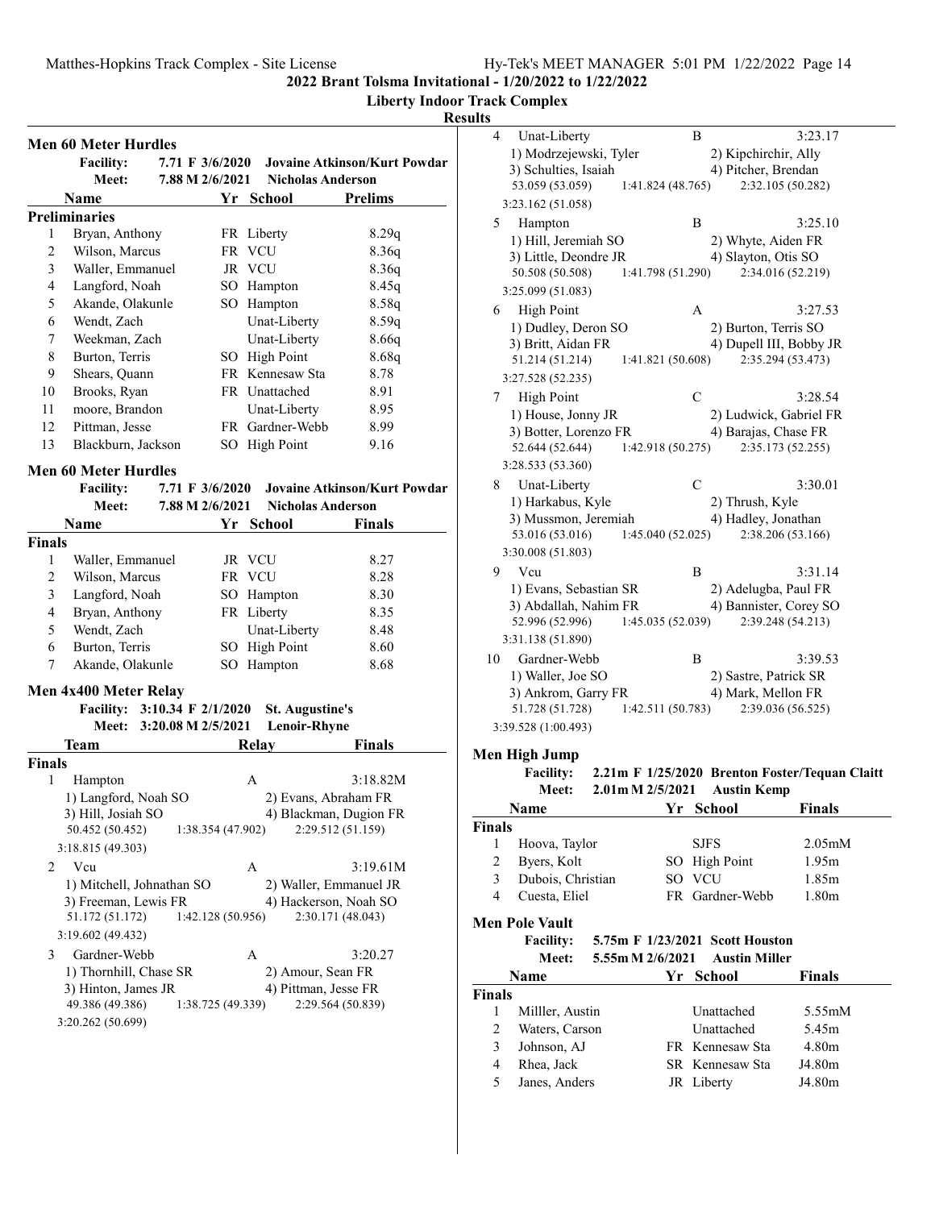# 2022 Brant Tolsma Invitational - 1/20/2022 to 1/22/2022

**Liberty Indoor Track Complex**

**Results**

## Men 60 Meter Hurdles

**Facility:** 7.71 F 3/6/2020 Jovaine Atkinson/Kurt Powdar
**Meet:** 7.88 M 2/6/2021 Nicholas Anderson

| | Name | Yr | School | Prelims |
|---|---|---|---|---|
| **Preliminaries** | | | | |
| 1 | Bryan, Anthony | FR | Liberty | 8.29q |
| 2 | Wilson, Marcus | FR | VCU | 8.36q |
| 3 | Waller, Emmanuel | JR | VCU | 8.36q |
| 4 | Langford, Noah | SO | Hampton | 8.45q |
| 5 | Akande, Olakunle | SO | Hampton | 8.58q |
| 6 | Wendt, Zach | | Unat-Liberty | 8.59q |
| 7 | Weekman, Zach | | Unat-Liberty | 8.66q |
| 8 | Burton, Terris | SO | High Point | 8.68q |
| 9 | Shears, Quann | FR | Kennesaw Sta | 8.78 |
| 10 | Brooks, Ryan | FR | Unattached | 8.91 |
| 11 | moore, Brandon | | Unat-Liberty | 8.95 |
| 12 | Pittman, Jesse | FR | Gardner-Webb | 8.99 |
| 13 | Blackburn, Jackson | SO | High Point | 9.16 |

## Men 60 Meter Hurdles

**Facility:** 7.71 F 3/6/2020 Jovaine Atkinson/Kurt Powdar
**Meet:** 7.88 M 2/6/2021 Nicholas Anderson

| | Name | Yr | School | Finals |
|---|---|---|---|---|
| **Finals** | | | | |
| 1 | Waller, Emmanuel | JR | VCU | 8.27 |
| 2 | Wilson, Marcus | FR | VCU | 8.28 |
| 3 | Langford, Noah | SO | Hampton | 8.30 |
| 4 | Bryan, Anthony | FR | Liberty | 8.35 |
| 5 | Wendt, Zach | | Unat-Liberty | 8.48 |
| 6 | Burton, Terris | SO | High Point | 8.60 |
| 7 | Akande, Olakunle | SO | Hampton | 8.68 |

## Men 4x400 Meter Relay

**Facility:** 3:10.34 F 2/1/2020 St. Augustine's
**Meet:** 3:20.08 M 2/5/2021 Lenoir-Rhyne

| | Team | Relay | Finals |
|---|---|---|---|
| **Finals** | | | |
| 1 | Hampton | A | 3:18.82M |

1) Langford, Noah SO 2) Evans, Abraham FR 3) Hill, Josiah SO 4) Blackman, Dugion FR
50.452 (50.452) 1:38.354 (47.902) 2:29.512 (51.159) 3:18.815 (49.303)

| | Team | Relay | Finals |
|---|---|---|---|
| 2 | Vcu | A | 3:19.61M |

1) Mitchell, Johnathan SO 2) Waller, Emmanuel JR 3) Freeman, Lewis FR 4) Hackerson, Noah SO
51.172 (51.172) 1:42.128 (50.956) 2:30.171 (48.043) 3:19.602 (49.432)

| | Team | Relay | Finals |
|---|---|---|---|
| 3 | Gardner-Webb | A | 3:20.27 |

1) Thornhill, Chase SR 2) Amour, Sean FR 3) Hinton, James JR 4) Pittman, Jesse FR
49.386 (49.386) 1:38.725 (49.339) 2:29.564 (50.839) 3:20.262 (50.699)

| | Team | Relay | Finals |
|---|---|---|---|
| 4 | Unat-Liberty | B | 3:23.17 |

1) Modrzejewski, Tyler 2) Kipchirchir, Ally 3) Schulties, Isaiah 4) Pitcher, Brendan
53.059 (53.059) 1:41.824 (48.765) 2:32.105 (50.282) 3:23.162 (51.058)

| | Team | Relay | Finals |
|---|---|---|---|
| 5 | Hampton | B | 3:25.10 |

1) Hill, Jeremiah SO 2) Whyte, Aiden FR 3) Little, Deondre JR 4) Slayton, Otis SO
50.508 (50.508) 1:41.798 (51.290) 2:34.016 (52.219) 3:25.099 (51.083)

| | Team | Relay | Finals |
|---|---|---|---|
| 6 | High Point | A | 3:27.53 |

1) Dudley, Deron SO 2) Burton, Terris SO 3) Britt, Aidan FR 4) Dupell III, Bobby JR
51.214 (51.214) 1:41.821 (50.608) 2:35.294 (53.473) 3:27.528 (52.235)

| | Team | Relay | Finals |
|---|---|---|---|
| 7 | High Point | C | 3:28.54 |

1) House, Jonny JR 2) Ludwick, Gabriel FR 3) Botter, Lorenzo FR 4) Barajas, Chase FR
52.644 (52.644) 1:42.918 (50.275) 2:35.173 (52.255) 3:28.533 (53.360)

| | Team | Relay | Finals |
|---|---|---|---|
| 8 | Unat-Liberty | C | 3:30.01 |

1) Harkabus, Kyle 2) Thrush, Kyle 3) Mussmon, Jeremiah 4) Hadley, Jonathan
53.016 (53.016) 1:45.040 (52.025) 2:38.206 (53.166) 3:30.008 (51.803)

| | Team | Relay | Finals |
|---|---|---|---|
| 9 | Vcu | B | 3:31.14 |

1) Evans, Sebastian SR 2) Adelugba, Paul FR 3) Abdallah, Nahim FR 4) Bannister, Corey SO
52.996 (52.996) 1:45.035 (52.039) 2:39.248 (54.213) 3:31.138 (51.890)

| | Team | Relay | Finals |
|---|---|---|---|
| 10 | Gardner-Webb | B | 3:39.53 |

1) Waller, Joe SO 2) Sastre, Patrick SR 3) Ankrom, Garry FR 4) Mark, Mellon FR
51.728 (51.728) 1:42.511 (50.783) 2:39.036 (56.525) 3:39.528 (1:00.493)

## Men High Jump

**Facility:** 2.21m F 1/25/2020 Brenton Foster/Tequan Claitt
**Meet:** 2.01m M 2/5/2021 Austin Kemp

| | Name | Yr | School | Finals |
|---|---|---|---|---|
| **Finals** | | | | |
| 1 | Hoova, Taylor | | SJFS | 2.05mM |
| 2 | Byers, Kolt | SO | High Point | 1.95m |
| 3 | Dubois, Christian | SO | VCU | 1.85m |
| 4 | Cuesta, Eliel | FR | Gardner-Webb | 1.80m |

## Men Pole Vault

**Facility:** 5.75m F 1/23/2021 Scott Houston
**Meet:** 5.55m M 2/6/2021 Austin Miller

| | Name | Yr | School | Finals |
|---|---|---|---|---|
| **Finals** | | | | |
| 1 | Milller, Austin | | Unattached | 5.55mM |
| 2 | Waters, Carson | | Unattached | 5.45m |
| 3 | Johnson, AJ | FR | Kennesaw Sta | 4.80m |
| 4 | Rhea, Jack | SR | Kennesaw Sta | J4.80m |
| 5 | Janes, Anders | JR | Liberty | J4.80m |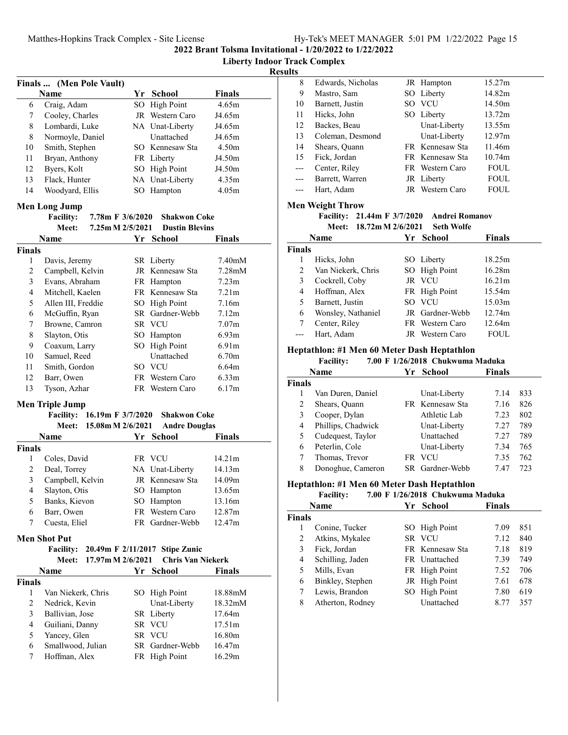2022 Brant Tolsma Invitational - 1/20/2022 to 1/22/2022

Liberty Indoor Track Complex

Results

## Finals ... (Men Pole Vault)

| | Name | Yr | School | Finals |
|---|---|---|---|---|
| 6 | Craig, Adam | SO | High Point | 4.65m |
| 7 | Cooley, Charles | JR | Western Caro | J4.65m |
| 8 | Lombardi, Luke | NA | Unat-Liberty | J4.65m |
| 8 | Normoyle, Daniel | | Unattached | J4.65m |
| 10 | Smith, Stephen | SO | Kennesaw Sta | 4.50m |
| 11 | Bryan, Anthony | FR | Liberty | J4.50m |
| 12 | Byers, Kolt | SO | High Point | J4.50m |
| 13 | Flack, Hunter | NA | Unat-Liberty | 4.35m |
| 14 | Woodyard, Ellis | SO | Hampton | 4.05m |

## Men Long Jump

Facility: 7.78m F 3/6/2020 Shakwon Coke
Meet: 7.25m M 2/5/2021 Dustin Blevins

| | Name | Yr | School | Finals |
|---|---|---|---|---|
| **Finals** | | | | |
| 1 | Davis, Jeremy | SR | Liberty | 7.40mM |
| 2 | Campbell, Kelvin | JR | Kennesaw Sta | 7.28mM |
| 3 | Evans, Abraham | FR | Hampton | 7.23m |
| 4 | Mitchell, Kaelen | FR | Kennesaw Sta | 7.21m |
| 5 | Allen III, Freddie | SO | High Point | 7.16m |
| 6 | McGuffin, Ryan | SR | Gardner-Webb | 7.12m |
| 7 | Browne, Camron | SR | VCU | 7.07m |
| 8 | Slayton, Otis | SO | Hampton | 6.93m |
| 9 | Coaxum, Larry | SO | High Point | 6.91m |
| 10 | Samuel, Reed | | Unattached | 6.70m |
| 11 | Smith, Gordon | SO | VCU | 6.64m |
| 12 | Barr, Owen | FR | Western Caro | 6.33m |
| 13 | Tyson, Azhar | FR | Western Caro | 6.17m |

## Men Triple Jump

Facility: 16.19m F 3/7/2020 Shakwon Coke
Meet: 15.08m M 2/6/2021 Andre Douglas

| | Name | Yr | School | Finals |
|---|---|---|---|---|
| **Finals** | | | | |
| 1 | Coles, David | FR | VCU | 14.21m |
| 2 | Deal, Torrey | NA | Unat-Liberty | 14.13m |
| 3 | Campbell, Kelvin | JR | Kennesaw Sta | 14.09m |
| 4 | Slayton, Otis | SO | Hampton | 13.65m |
| 5 | Banks, Kievon | SO | Hampton | 13.16m |
| 6 | Barr, Owen | FR | Western Caro | 12.87m |
| 7 | Cuesta, Eliel | FR | Gardner-Webb | 12.47m |
| 8 | Edwards, Nicholas | JR | Hampton | 15.27m |
| 9 | Mastro, Sam | SO | Liberty | 14.82m |
| 10 | Barnett, Justin | SO | VCU | 14.50m |
| 11 | Hicks, John | SO | Liberty | 13.72m |
| 12 | Backes, Beau | | Unat-Liberty | 13.55m |
| 13 | Coleman, Desmond | | Unat-Liberty | 12.97m |
| 14 | Shears, Quann | FR | Kennesaw Sta | 11.46m |
| 15 | Fick, Jordan | FR | Kennesaw Sta | 10.74m |
| --- | Center, Riley | FR | Western Caro | FOUL |
| --- | Barrett, Warren | JR | Liberty | FOUL |
| --- | Hart, Adam | JR | Western Caro | FOUL |

## Men Shot Put

Facility: 20.49m F 2/11/2017 Stipe Zunic
Meet: 17.97m M 2/6/2021 Chris Van Niekerk

| | Name | Yr | School | Finals |
|---|---|---|---|---|
| **Finals** | | | | |
| 1 | Van Niekerk, Chris | SO | High Point | 18.88mM |
| 2 | Nedrick, Kevin | | Unat-Liberty | 18.32mM |
| 3 | Ballivian, Jose | SR | Liberty | 17.64m |
| 4 | Guiliani, Danny | SR | VCU | 17.51m |
| 5 | Yancey, Glen | SR | VCU | 16.80m |
| 6 | Smallwood, Julian | SR | Gardner-Webb | 16.47m |
| 7 | Hoffman, Alex | FR | High Point | 16.29m |

## Men Weight Throw

Facility: 21.44m F 3/7/2020 Andrei Romanov
Meet: 18.72m M 2/6/2021 Seth Wolfe

| | Name | Yr | School | Finals |
|---|---|---|---|---|
| **Finals** | | | | |
| 1 | Hicks, John | SO | Liberty | 18.25m |
| 2 | Van Niekerk, Chris | SO | High Point | 16.28m |
| 3 | Cockrell, Coby | JR | VCU | 16.21m |
| 4 | Hoffman, Alex | FR | High Point | 15.54m |
| 5 | Barnett, Justin | SO | VCU | 15.03m |
| 6 | Wonsley, Nathaniel | JR | Gardner-Webb | 12.74m |
| 7 | Center, Riley | FR | Western Caro | 12.64m |
| --- | Hart, Adam | JR | Western Caro | FOUL |

## Heptathlon: #1 Men 60 Meter Dash Heptathlon

Facility: 7.00 F 1/26/2018 Chukwuma Maduka

| | Name | Yr | School | Finals | |
|---|---|---|---|---|---|
| **Finals** | | | | | |
| 1 | Van Duren, Daniel | | Unat-Liberty | 7.14 | 833 |
| 2 | Shears, Quann | FR | Kennesaw Sta | 7.16 | 826 |
| 3 | Cooper, Dylan | | Athletic Lab | 7.23 | 802 |
| 4 | Phillips, Chadwick | | Unat-Liberty | 7.27 | 789 |
| 5 | Cudequest, Taylor | | Unattached | 7.27 | 789 |
| 6 | Peterlin, Cole | | Unat-Liberty | 7.34 | 765 |
| 7 | Thomas, Trevor | FR | VCU | 7.35 | 762 |
| 8 | Donoghue, Cameron | SR | Gardner-Webb | 7.47 | 723 |

## Heptathlon: #1 Men 60 Meter Dash Heptathlon

Facility: 7.00 F 1/26/2018 Chukwuma Maduka

| | Name | Yr | School | Finals | |
|---|---|---|---|---|---|
| **Finals** | | | | | |
| 1 | Conine, Tucker | SO | High Point | 7.09 | 851 |
| 2 | Atkins, Mykalee | SR | VCU | 7.12 | 840 |
| 3 | Fick, Jordan | FR | Kennesaw Sta | 7.18 | 819 |
| 4 | Schilling, Jaden | FR | Unattached | 7.39 | 749 |
| 5 | Mills, Evan | FR | High Point | 7.52 | 706 |
| 6 | Binkley, Stephen | JR | High Point | 7.61 | 678 |
| 7 | Lewis, Brandon | SO | High Point | 7.80 | 619 |
| 8 | Atherton, Rodney | | Unattached | 8.77 | 357 |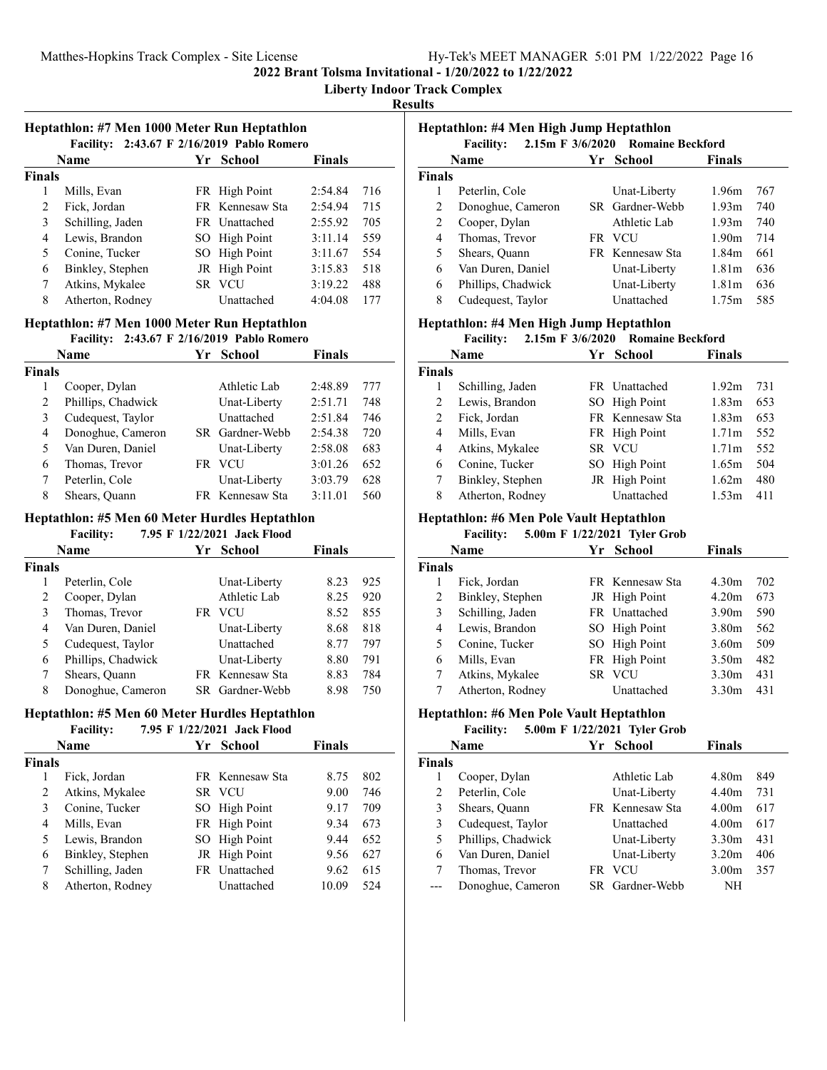2022 Brant Tolsma Invitational - 1/20/2022 to 1/22/2022

Liberty Indoor Track Complex

Results

### Heptathlon: #7 Men 1000 Meter Run Heptathlon

Facility: 2:43.67 F 2/16/2019 Pablo Romero

| | Name | Yr | School | Finals | |
|---|---|---|---|---|---|
| **Finals** | | | | | |
| 1 | Mills, Evan | FR | High Point | 2:54.84 | 716 |
| 2 | Fick, Jordan | FR | Kennesaw Sta | 2:54.94 | 715 |
| 3 | Schilling, Jaden | FR | Unattached | 2:55.92 | 705 |
| 4 | Lewis, Brandon | SO | High Point | 3:11.14 | 559 |
| 5 | Conine, Tucker | SO | High Point | 3:11.67 | 554 |
| 6 | Binkley, Stephen | JR | High Point | 3:15.83 | 518 |
| 7 | Atkins, Mykalee | SR | VCU | 3:19.22 | 488 |
| 8 | Atherton, Rodney | | Unattached | 4:04.08 | 177 |

### Heptathlon: #7 Men 1000 Meter Run Heptathlon

Facility: 2:43.67 F 2/16/2019 Pablo Romero

| | Name | Yr | School | Finals | |
|---|---|---|---|---|---|
| **Finals** | | | | | |
| 1 | Cooper, Dylan | | Athletic Lab | 2:48.89 | 777 |
| 2 | Phillips, Chadwick | | Unat-Liberty | 2:51.71 | 748 |
| 3 | Cudequest, Taylor | | Unattached | 2:51.84 | 746 |
| 4 | Donoghue, Cameron | SR | Gardner-Webb | 2:54.38 | 720 |
| 5 | Van Duren, Daniel | | Unat-Liberty | 2:58.08 | 683 |
| 6 | Thomas, Trevor | FR | VCU | 3:01.26 | 652 |
| 7 | Peterlin, Cole | | Unat-Liberty | 3:03.79 | 628 |
| 8 | Shears, Quann | FR | Kennesaw Sta | 3:11.01 | 560 |

### Heptathlon: #5 Men 60 Meter Hurdles Heptathlon

Facility: 7.95 F 1/22/2021 Jack Flood

| | Name | Yr | School | Finals | |
|---|---|---|---|---|---|
| **Finals** | | | | | |
| 1 | Peterlin, Cole | | Unat-Liberty | 8.23 | 925 |
| 2 | Cooper, Dylan | | Athletic Lab | 8.25 | 920 |
| 3 | Thomas, Trevor | FR | VCU | 8.52 | 855 |
| 4 | Van Duren, Daniel | | Unat-Liberty | 8.68 | 818 |
| 5 | Cudequest, Taylor | | Unattached | 8.77 | 797 |
| 6 | Phillips, Chadwick | | Unat-Liberty | 8.80 | 791 |
| 7 | Shears, Quann | FR | Kennesaw Sta | 8.83 | 784 |
| 8 | Donoghue, Cameron | SR | Gardner-Webb | 8.98 | 750 |

### Heptathlon: #5 Men 60 Meter Hurdles Heptathlon

Facility: 7.95 F 1/22/2021 Jack Flood

| | Name | Yr | School | Finals | |
|---|---|---|---|---|---|
| **Finals** | | | | | |
| 1 | Fick, Jordan | FR | Kennesaw Sta | 8.75 | 802 |
| 2 | Atkins, Mykalee | SR | VCU | 9.00 | 746 |
| 3 | Conine, Tucker | SO | High Point | 9.17 | 709 |
| 4 | Mills, Evan | FR | High Point | 9.34 | 673 |
| 5 | Lewis, Brandon | SO | High Point | 9.44 | 652 |
| 6 | Binkley, Stephen | JR | High Point | 9.56 | 627 |
| 7 | Schilling, Jaden | FR | Unattached | 9.62 | 615 |
| 8 | Atherton, Rodney | | Unattached | 10.09 | 524 |

### Heptathlon: #4 Men High Jump Heptathlon

Facility: 2.15m F 3/6/2020 Romaine Beckford

| | Name | Yr | School | Finals | |
|---|---|---|---|---|---|
| **Finals** | | | | | |
| 1 | Peterlin, Cole | | Unat-Liberty | 1.96m | 767 |
| 2 | Donoghue, Cameron | SR | Gardner-Webb | 1.93m | 740 |
| 2 | Cooper, Dylan | | Athletic Lab | 1.93m | 740 |
| 4 | Thomas, Trevor | FR | VCU | 1.90m | 714 |
| 5 | Shears, Quann | FR | Kennesaw Sta | 1.84m | 661 |
| 6 | Van Duren, Daniel | | Unat-Liberty | 1.81m | 636 |
| 6 | Phillips, Chadwick | | Unat-Liberty | 1.81m | 636 |
| 8 | Cudequest, Taylor | | Unattached | 1.75m | 585 |

### Heptathlon: #4 Men High Jump Heptathlon

Facility: 2.15m F 3/6/2020 Romaine Beckford

| | Name | Yr | School | Finals | |
|---|---|---|---|---|---|
| **Finals** | | | | | |
| 1 | Schilling, Jaden | FR | Unattached | 1.92m | 731 |
| 2 | Lewis, Brandon | SO | High Point | 1.83m | 653 |
| 2 | Fick, Jordan | FR | Kennesaw Sta | 1.83m | 653 |
| 4 | Mills, Evan | FR | High Point | 1.71m | 552 |
| 4 | Atkins, Mykalee | SR | VCU | 1.71m | 552 |
| 6 | Conine, Tucker | SO | High Point | 1.65m | 504 |
| 7 | Binkley, Stephen | JR | High Point | 1.62m | 480 |
| 8 | Atherton, Rodney | | Unattached | 1.53m | 411 |

### Heptathlon: #6 Men Pole Vault Heptathlon

Facility: 5.00m F 1/22/2021 Tyler Grob

| | Name | Yr | School | Finals | |
|---|---|---|---|---|---|
| **Finals** | | | | | |
| 1 | Fick, Jordan | FR | Kennesaw Sta | 4.30m | 702 |
| 2 | Binkley, Stephen | JR | High Point | 4.20m | 673 |
| 3 | Schilling, Jaden | FR | Unattached | 3.90m | 590 |
| 4 | Lewis, Brandon | SO | High Point | 3.80m | 562 |
| 5 | Conine, Tucker | SO | High Point | 3.60m | 509 |
| 6 | Mills, Evan | FR | High Point | 3.50m | 482 |
| 7 | Atkins, Mykalee | SR | VCU | 3.30m | 431 |
| 7 | Atherton, Rodney | | Unattached | 3.30m | 431 |

### Heptathlon: #6 Men Pole Vault Heptathlon

Facility: 5.00m F 1/22/2021 Tyler Grob

| | Name | Yr | School | Finals | |
|---|---|---|---|---|---|
| **Finals** | | | | | |
| 1 | Cooper, Dylan | | Athletic Lab | 4.80m | 849 |
| 2 | Peterlin, Cole | | Unat-Liberty | 4.40m | 731 |
| 3 | Shears, Quann | FR | Kennesaw Sta | 4.00m | 617 |
| 3 | Cudequest, Taylor | | Unattached | 4.00m | 617 |
| 5 | Phillips, Chadwick | | Unat-Liberty | 3.30m | 431 |
| 6 | Van Duren, Daniel | | Unat-Liberty | 3.20m | 406 |
| 7 | Thomas, Trevor | FR | VCU | 3.00m | 357 |
| --- | Donoghue, Cameron | SR | Gardner-Webb | NH | |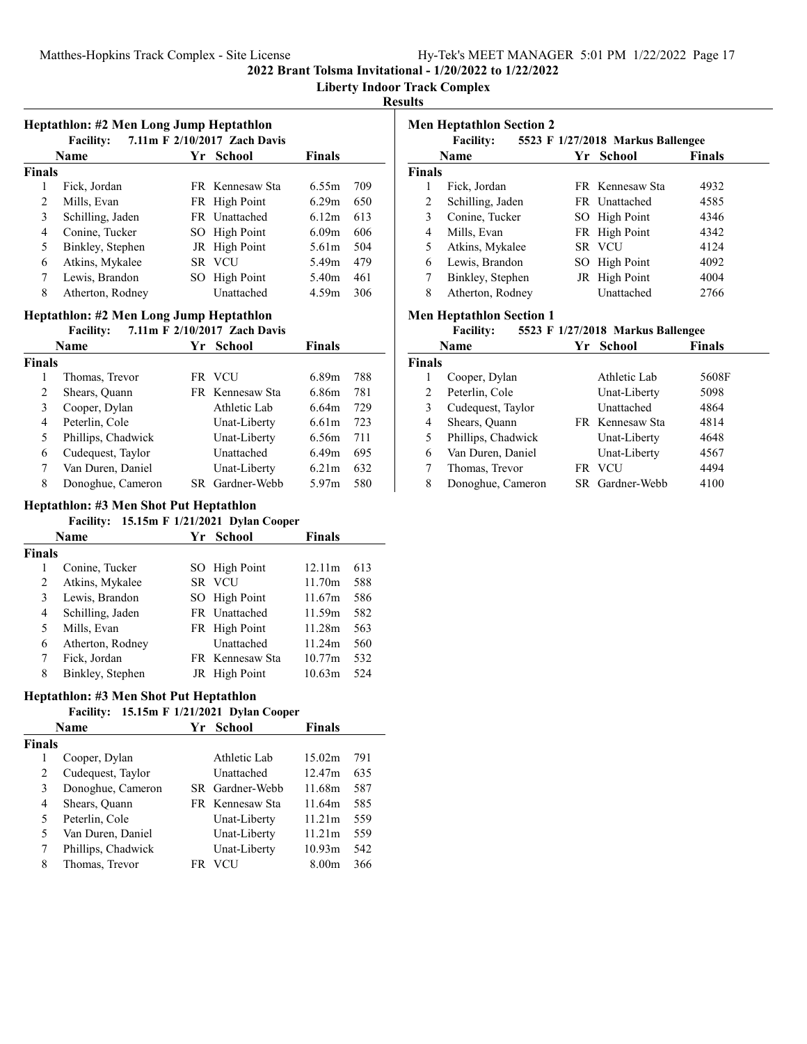## Heptathlon: #2 Men Long Jump Heptathlon

**Facility:** 7.11m F 2/10/2017 Zach Davis

| | Name | Yr | School | Finals | |
|---|---|---|---|---|---|
| **Finals** | | | | | |
| 1 | Fick, Jordan | FR | Kennesaw Sta | 6.55m | 709 |
| 2 | Mills, Evan | FR | High Point | 6.29m | 650 |
| 3 | Schilling, Jaden | FR | Unattached | 6.12m | 613 |
| 4 | Conine, Tucker | SO | High Point | 6.09m | 606 |
| 5 | Binkley, Stephen | JR | High Point | 5.61m | 504 |
| 6 | Atkins, Mykalee | SR | VCU | 5.49m | 479 |
| 7 | Lewis, Brandon | SO | High Point | 5.40m | 461 |
| 8 | Atherton, Rodney | | Unattached | 4.59m | 306 |

## Heptathlon: #2 Men Long Jump Heptathlon

**Facility:** 7.11m F 2/10/2017 Zach Davis

| | Name | Yr | School | Finals | |
|---|---|---|---|---|---|
| **Finals** | | | | | |
| 1 | Thomas, Trevor | FR | VCU | 6.89m | 788 |
| 2 | Shears, Quann | FR | Kennesaw Sta | 6.86m | 781 |
| 3 | Cooper, Dylan | | Athletic Lab | 6.64m | 729 |
| 4 | Peterlin, Cole | | Unat-Liberty | 6.61m | 723 |
| 5 | Phillips, Chadwick | | Unat-Liberty | 6.56m | 711 |
| 6 | Cudequest, Taylor | | Unattached | 6.49m | 695 |
| 7 | Van Duren, Daniel | | Unat-Liberty | 6.21m | 632 |
| 8 | Donoghue, Cameron | SR | Gardner-Webb | 5.97m | 580 |

## Heptathlon: #3 Men Shot Put Heptathlon

**Facility:** 15.15m F 1/21/2021 Dylan Cooper

| | Name | Yr | School | Finals | |
|---|---|---|---|---|---|
| **Finals** | | | | | |
| 1 | Conine, Tucker | SO | High Point | 12.11m | 613 |
| 2 | Atkins, Mykalee | SR | VCU | 11.70m | 588 |
| 3 | Lewis, Brandon | SO | High Point | 11.67m | 586 |
| 4 | Schilling, Jaden | FR | Unattached | 11.59m | 582 |
| 5 | Mills, Evan | FR | High Point | 11.28m | 563 |
| 6 | Atherton, Rodney | | Unattached | 11.24m | 560 |
| 7 | Fick, Jordan | FR | Kennesaw Sta | 10.77m | 532 |
| 8 | Binkley, Stephen | JR | High Point | 10.63m | 524 |

## Heptathlon: #3 Men Shot Put Heptathlon

**Facility:** 15.15m F 1/21/2021 Dylan Cooper

| | Name | Yr | School | Finals | |
|---|---|---|---|---|---|
| **Finals** | | | | | |
| 1 | Cooper, Dylan | | Athletic Lab | 15.02m | 791 |
| 2 | Cudequest, Taylor | | Unattached | 12.47m | 635 |
| 3 | Donoghue, Cameron | SR | Gardner-Webb | 11.68m | 587 |
| 4 | Shears, Quann | FR | Kennesaw Sta | 11.64m | 585 |
| 5 | Peterlin, Cole | | Unat-Liberty | 11.21m | 559 |
| 5 | Van Duren, Daniel | | Unat-Liberty | 11.21m | 559 |
| 7 | Phillips, Chadwick | | Unat-Liberty | 10.93m | 542 |
| 8 | Thomas, Trevor | FR | VCU | 8.00m | 366 |

## Men Heptathlon Section 2

**Facility:** 5523 F 1/27/2018 Markus Ballengee

| | Name | Yr | School | Finals |
|---|---|---|---|---|
| **Finals** | | | | |
| 1 | Fick, Jordan | FR | Kennesaw Sta | 4932 |
| 2 | Schilling, Jaden | FR | Unattached | 4585 |
| 3 | Conine, Tucker | SO | High Point | 4346 |
| 4 | Mills, Evan | FR | High Point | 4342 |
| 5 | Atkins, Mykalee | SR | VCU | 4124 |
| 6 | Lewis, Brandon | SO | High Point | 4092 |
| 7 | Binkley, Stephen | JR | High Point | 4004 |
| 8 | Atherton, Rodney | | Unattached | 2766 |

## Men Heptathlon Section 1

**Facility:** 5523 F 1/27/2018 Markus Ballengee

| | Name | Yr | School | Finals |
|---|---|---|---|---|
| **Finals** | | | | |
| 1 | Cooper, Dylan | | Athletic Lab | 5608F |
| 2 | Peterlin, Cole | | Unat-Liberty | 5098 |
| 3 | Cudequest, Taylor | | Unattached | 4864 |
| 4 | Shears, Quann | FR | Kennesaw Sta | 4814 |
| 5 | Phillips, Chadwick | | Unat-Liberty | 4648 |
| 6 | Van Duren, Daniel | | Unat-Liberty | 4567 |
| 7 | Thomas, Trevor | FR | VCU | 4494 |
| 8 | Donoghue, Cameron | SR | Gardner-Webb | 4100 |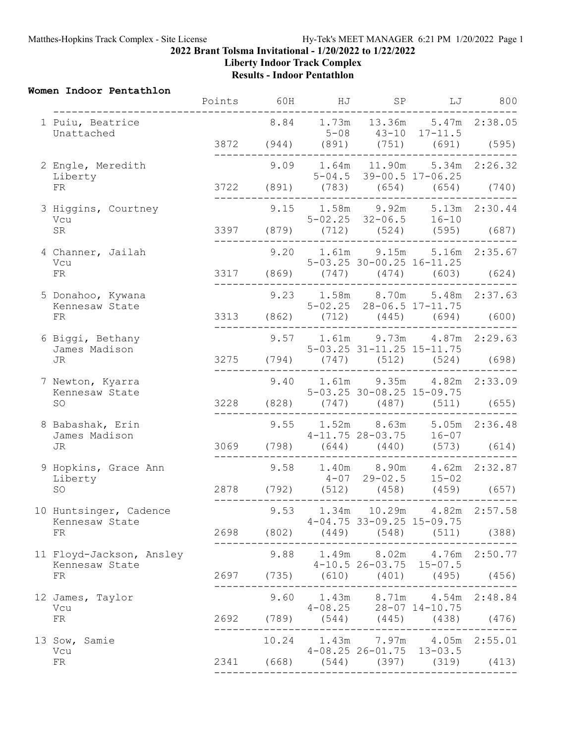**2022 Brant Tolsma Invitational - 1/20/2022 to 1/22/2022**

**Liberty Indoor Track Complex**

**Results - Indoor Pentathlon**

## Women Indoor Pentathlon

| Place | Name / Team / Year | Points | 60H | HJ | SP | LJ | 800 |
|---|---|---|---|---|---|---|---|
| 1 | Puiu, Beatrice<br>Unattached | 3872 | 8.84<br>(944) | 1.73m<br>5-08<br>(891) | 13.36m<br>43-10<br>(751) | 5.47m<br>17-11.5<br>(691) | 2:38.05<br>(595) |
| 2 | Engle, Meredith<br>Liberty<br>FR | 3722 | 9.09<br>(891) | 1.64m<br>5-04.5<br>(783) | 11.90m<br>39-00.5<br>(654) | 5.34m<br>17-06.25<br>(654) | 2:26.32<br>(740) |
| 3 | Higgins, Courtney<br>Vcu<br>SR | 3397 | 9.15<br>(879) | 1.58m<br>5-02.25<br>(712) | 9.92m<br>32-06.5<br>(524) | 5.13m<br>16-10<br>(595) | 2:30.44<br>(687) |
| 4 | Channer, Jailah<br>Vcu<br>FR | 3317 | 9.20<br>(869) | 1.61m<br>5-03.25<br>(747) | 9.15m<br>30-00.25<br>(474) | 5.16m<br>16-11.25<br>(603) | 2:35.67<br>(624) |
| 5 | Donahoo, Kywana<br>Kennesaw State<br>FR | 3313 | 9.23<br>(862) | 1.58m<br>5-02.25<br>(712) | 8.70m<br>28-06.5<br>(445) | 5.48m<br>17-11.75<br>(694) | 2:37.63<br>(600) |
| 6 | Biggi, Bethany<br>James Madison<br>JR | 3275 | 9.57<br>(794) | 1.61m<br>5-03.25<br>(747) | 9.73m<br>31-11.25<br>(512) | 4.87m<br>15-11.75<br>(524) | 2:29.63<br>(698) |
| 7 | Newton, Kyarra<br>Kennesaw State<br>SO | 3228 | 9.40<br>(828) | 1.61m<br>5-03.25<br>(747) | 9.35m<br>30-08.25<br>(487) | 4.82m<br>15-09.75<br>(511) | 2:33.09<br>(655) |
| 8 | Babashak, Erin<br>James Madison<br>JR | 3069 | 9.55<br>(798) | 1.52m<br>4-11.75<br>(644) | 8.63m<br>28-03.75<br>(440) | 5.05m<br>16-07<br>(573) | 2:36.48<br>(614) |
| 9 | Hopkins, Grace Ann<br>Liberty<br>SO | 2878 | 9.58<br>(792) | 1.40m<br>4-07<br>(512) | 8.90m<br>29-02.5<br>(458) | 4.62m<br>15-02<br>(459) | 2:32.87<br>(657) |
| 10 | Huntsinger, Cadence<br>Kennesaw State<br>FR | 2698 | 9.53<br>(802) | 1.34m<br>4-04.75<br>(449) | 10.29m<br>33-09.25<br>(548) | 4.82m<br>15-09.75<br>(511) | 2:57.58<br>(388) |
| 11 | Floyd-Jackson, Ansley<br>Kennesaw State<br>FR | 2697 | 9.88<br>(735) | 1.49m<br>4-10.5<br>(610) | 8.02m<br>26-03.75<br>(401) | 4.76m<br>15-07.5<br>(495) | 2:50.77<br>(456) |
| 12 | James, Taylor<br>Vcu<br>FR | 2692 | 9.60<br>(789) | 1.43m<br>4-08.25<br>(544) | 8.71m<br>28-07<br>(445) | 4.54m<br>14-10.75<br>(438) | 2:48.84<br>(476) |
| 13 | Sow, Samie<br>Vcu<br>FR | 2341 | 10.24<br>(668) | 1.43m<br>4-08.25<br>(544) | 7.97m<br>26-01.75<br>(397) | 4.05m<br>13-03.5<br>(319) | 2:55.01<br>(413) |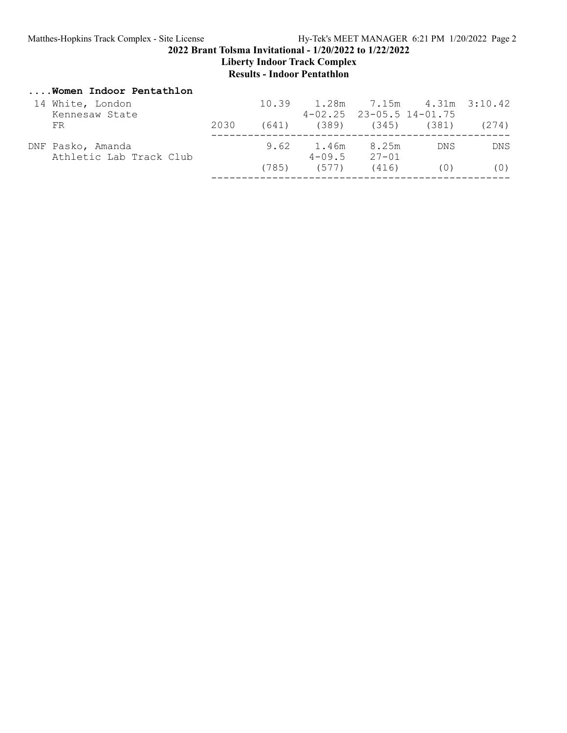# 2022 Brant Tolsma Invitational - 1/20/2022 to 1/22/2022

## Liberty Indoor Track Complex

### Results - Indoor Pentathlon

**....Women Indoor Pentathlon**

| Place | Name / Team / Year | Code | 60H | HJ | LJ | SP | 800 |
|---|---|---|---|---|---|---|---|
| 14 | White, London<br>Kennesaw State<br>FR | 2030 | 10.39<br>(641) | 1.28m<br>4-02.25<br>(389) | 7.15m<br>23-05.5<br>(345) | 4.31m<br>14-01.75<br>(381) | 3:10.42<br>(274) |
| DNF | Pasko, Amanda<br>Athletic Lab Track Club | | 9.62<br>(785) | 1.46m<br>4-09.5<br>(577) | 8.25m<br>27-01<br>(416) | DNS<br>(0) | DNS<br>(0) |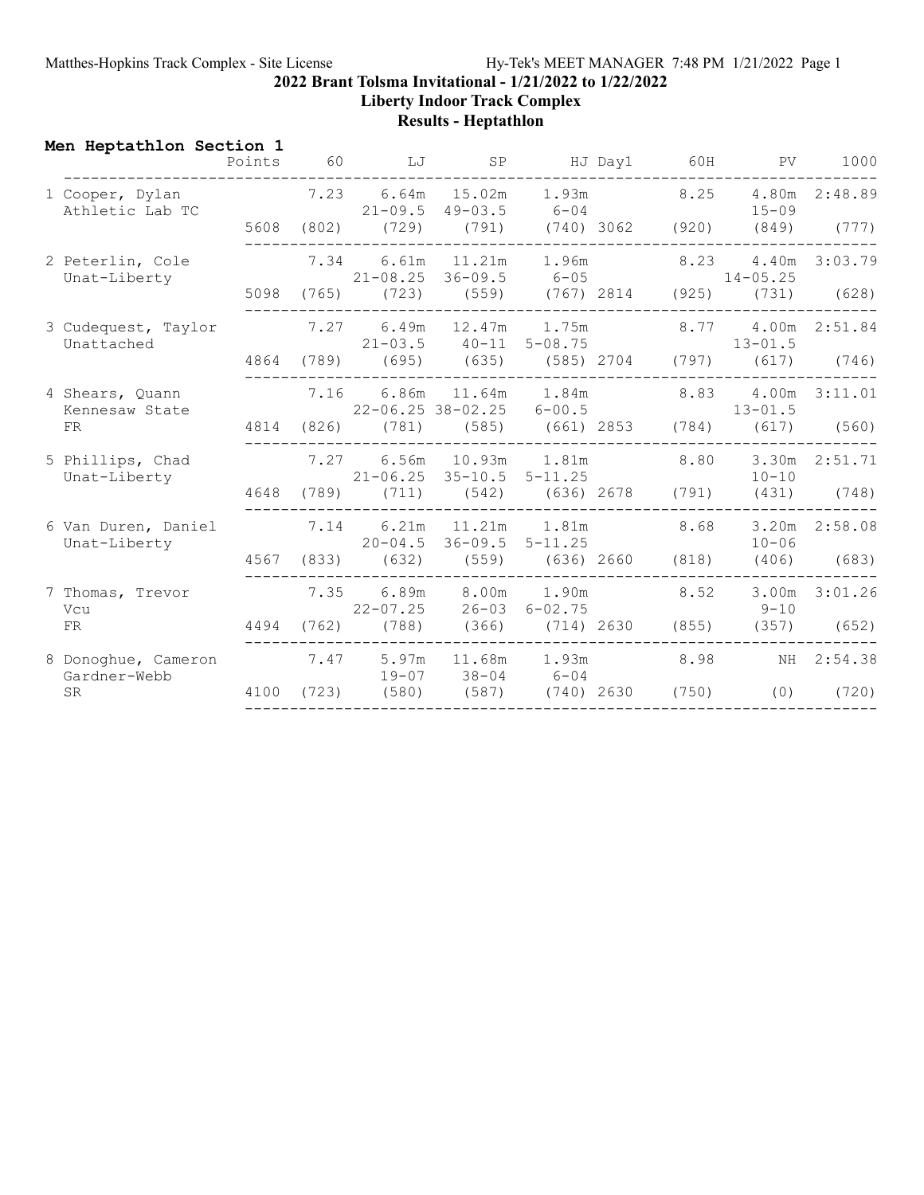# 2022 Brant Tolsma Invitational - 1/21/2022 to 1/22/2022

## Liberty Indoor Track Complex

## Results - Heptathlon

### Men Heptathlon Section 1

| Place | Name / Team | Points | 60 | LJ | SP | HJ | Day1 | 60H | PV | 1000 |
|---|---|---|---|---|---|---|---|---|---|---|
| 1 | Cooper, Dylan<br>Athletic Lab TC | 5608 | 7.23<br>(802) | 6.64m<br>21-09.5<br>(729) | 15.02m<br>49-03.5<br>(791) | 1.93m<br>6-04<br>(740) | 3062 | 8.25<br>(920) | 4.80m<br>15-09<br>(849) | 2:48.89<br>(777) |
| 2 | Peterlin, Cole<br>Unat-Liberty | 5098 | 7.34<br>(765) | 6.61m<br>21-08.25<br>(723) | 11.21m<br>36-09.5<br>(559) | 1.96m<br>6-05<br>(767) | 2814 | 8.23<br>(925) | 4.40m<br>14-05.25<br>(731) | 3:03.79<br>(628) |
| 3 | Cudequest, Taylor<br>Unattached | 4864 | 7.27<br>(789) | 6.49m<br>21-03.5<br>(695) | 12.47m<br>40-11<br>(635) | 1.75m<br>5-08.75<br>(585) | 2704 | 8.77<br>(797) | 4.00m<br>13-01.5<br>(617) | 2:51.84<br>(746) |
| 4 | Shears, Quann<br>Kennesaw State<br>FR | 4814 | 7.16<br>(826) | 6.86m<br>22-06.25<br>(781) | 11.64m<br>38-02.25<br>(585) | 1.84m<br>6-00.5<br>(661) | 2853 | 8.83<br>(784) | 4.00m<br>13-01.5<br>(617) | 3:11.01<br>(560) |
| 5 | Phillips, Chad<br>Unat-Liberty | 4648 | 7.27<br>(789) | 6.56m<br>21-06.25<br>(711) | 10.93m<br>35-10.5<br>(542) | 1.81m<br>5-11.25<br>(636) | 2678 | 8.80<br>(791) | 3.30m<br>10-10<br>(431) | 2:51.71<br>(748) |
| 6 | Van Duren, Daniel<br>Unat-Liberty | 4567 | 7.14<br>(833) | 6.21m<br>20-04.5<br>(632) | 11.21m<br>36-09.5<br>(559) | 1.81m<br>5-11.25<br>(636) | 2660 | 8.68<br>(818) | 3.20m<br>10-06<br>(406) | 2:58.08<br>(683) |
| 7 | Thomas, Trevor<br>Vcu<br>FR | 4494 | 7.35<br>(762) | 6.89m<br>22-07.25<br>(788) | 8.00m<br>26-03<br>(366) | 1.90m<br>6-02.75<br>(714) | 2630 | 8.52<br>(855) | 3.00m<br>9-10<br>(357) | 3:01.26<br>(652) |
| 8 | Donoghue, Cameron<br>Gardner-Webb<br>SR | 4100 | 7.47<br>(723) | 5.97m<br>19-07<br>(580) | 11.68m<br>38-04<br>(587) | 1.93m<br>6-04<br>(740) | 2630 | 8.98<br>(750) | NH<br>(0) | 2:54.38<br>(720) |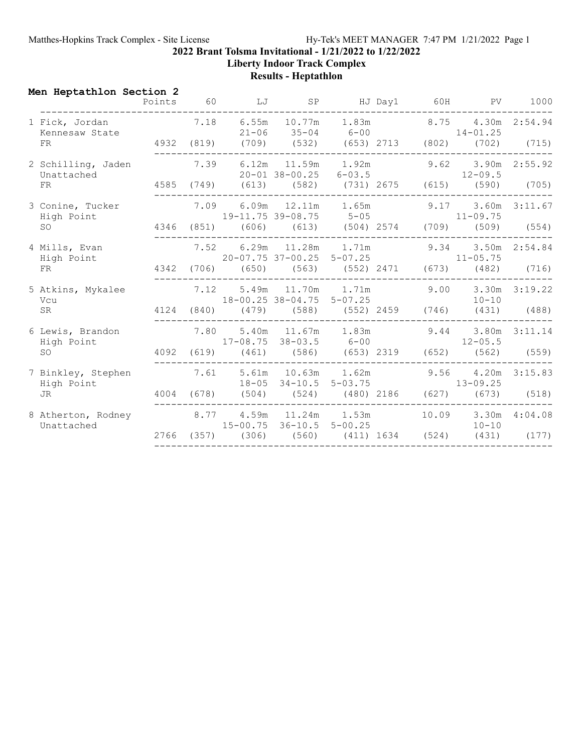**2022 Brant Tolsma Invitational - 1/21/2022 to 1/22/2022**

**Liberty Indoor Track Complex**

**Results - Heptathlon**

## Men Heptathlon Section 2

| | Points | 60 | LJ | SP | HJ | Day1 | 60H | PV | 1000 |
|---|---|---|---|---|---|---|---|---|---|
| 1 Fick, Jordan | | 7.18 | 6.55m | 10.77m | 1.83m | | 8.75 | 4.30m | 2:54.94 |
| Kennesaw State | | | 21-06 | 35-04 | 6-00 | | | 14-01.25 | |
| FR | 4932 | (819) | (709) | (532) | (653) | 2713 | (802) | (702) | (715) |
| 2 Schilling, Jaden | | 7.39 | 6.12m | 11.59m | 1.92m | | 9.62 | 3.90m | 2:55.92 |
| Unattached | | | 20-01 | 38-00.25 | 6-03.5 | | | 12-09.5 | |
| FR | 4585 | (749) | (613) | (582) | (731) | 2675 | (615) | (590) | (705) |
| 3 Conine, Tucker | | 7.09 | 6.09m | 12.11m | 1.65m | | 9.17 | 3.60m | 3:11.67 |
| High Point | | | 19-11.75 | 39-08.75 | 5-05 | | | 11-09.75 | |
| SO | 4346 | (851) | (606) | (613) | (504) | 2574 | (709) | (509) | (554) |
| 4 Mills, Evan | | 7.52 | 6.29m | 11.28m | 1.71m | | 9.34 | 3.50m | 2:54.84 |
| High Point | | | 20-07.75 | 37-00.25 | 5-07.25 | | | 11-05.75 | |
| FR | 4342 | (706) | (650) | (563) | (552) | 2471 | (673) | (482) | (716) |
| 5 Atkins, Mykalee | | 7.12 | 5.49m | 11.70m | 1.71m | | 9.00 | 3.30m | 3:19.22 |
| Vcu | | | 18-00.25 | 38-04.75 | 5-07.25 | | | 10-10 | |
| SR | 4124 | (840) | (479) | (588) | (552) | 2459 | (746) | (431) | (488) |
| 6 Lewis, Brandon | | 7.80 | 5.40m | 11.67m | 1.83m | | 9.44 | 3.80m | 3:11.14 |
| High Point | | | 17-08.75 | 38-03.5 | 6-00 | | | 12-05.5 | |
| SO | 4092 | (619) | (461) | (586) | (653) | 2319 | (652) | (562) | (559) |
| 7 Binkley, Stephen | | 7.61 | 5.61m | 10.63m | 1.62m | | 9.56 | 4.20m | 3:15.83 |
| High Point | | | 18-05 | 34-10.5 | 5-03.75 | | | 13-09.25 | |
| JR | 4004 | (678) | (504) | (524) | (480) | 2186 | (627) | (673) | (518) |
| 8 Atherton, Rodney | | 8.77 | 4.59m | 11.24m | 1.53m | | 10.09 | 3.30m | 4:04.08 |
| Unattached | | | 15-00.75 | 36-10.5 | 5-00.25 | | | 10-10 | |
| | 2766 | (357) | (306) | (560) | (411) | 1634 | (524) | (431) | (177) |